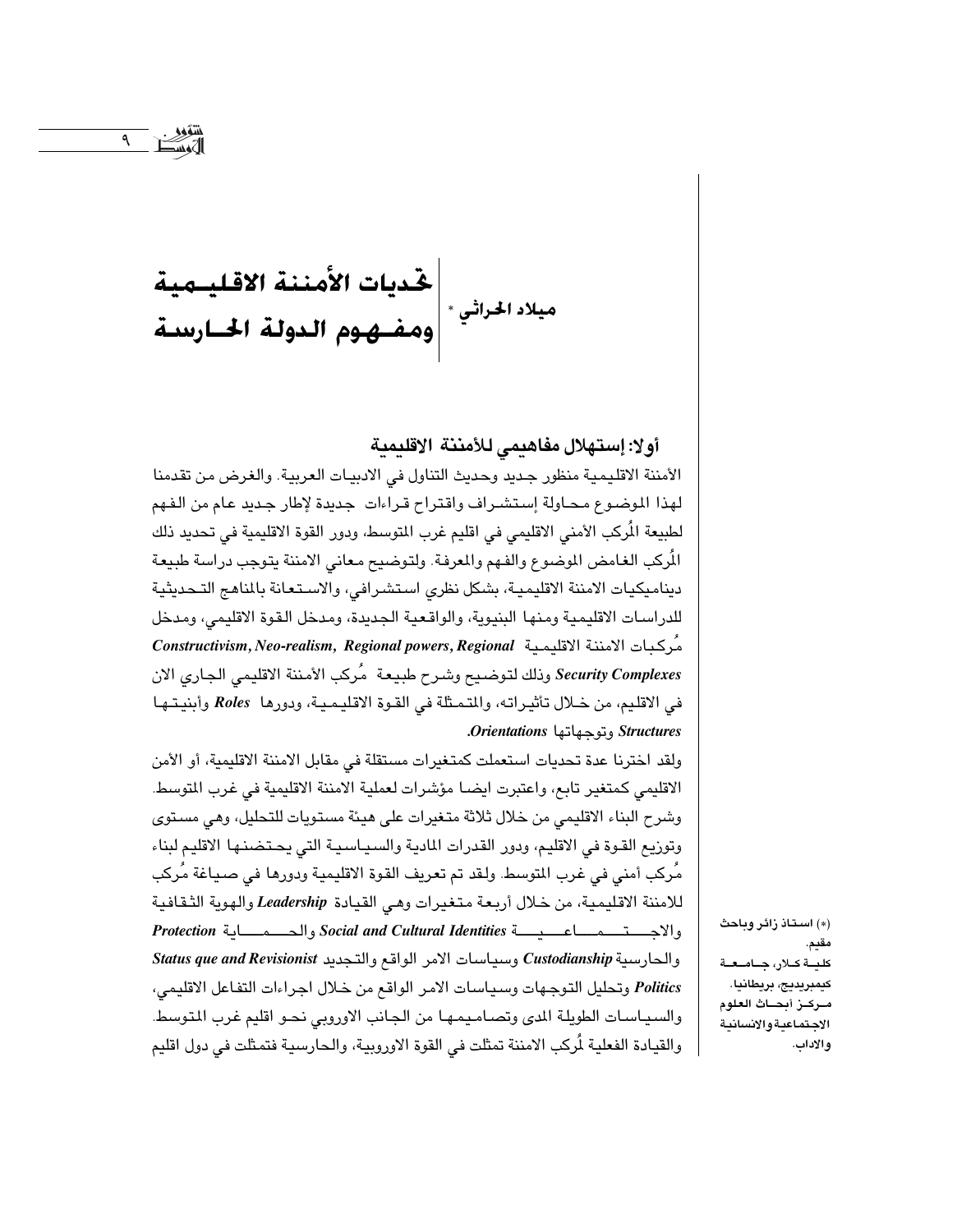# تحديات الأمننة الاقليمية ومفهوم الدولة الحارسة

ميلاد الحراثي *

## أولا: إستهلال مفاهيمي للأمننة الاقليمية

الأمننة الاقليمية منظور جديد وحديث التناول في الادبيات العربية. والغرض من تقدمنا لهذا الموضوع محاولة إستشراف واقتراح قراءات جديدة لإطار جديد عام من الفهم لطبيعة المُركب الأمني الاقليمي في اقليم غرب المتوسط، ودور القوة الاقليمية في تحديد ذلك المُركب الغامض الموضوع والفهم والمعرفة. ولتوضيح معاني الامننة يتوجب دراسة طبيعة ديناميكيات الامننة الاقليمية، بشكل نظري استشرافي، والاستعانة بالمناهج التحديثية للدراسات الاقليمية ومنها البنيوية، والواقعية الجديدة، ومدخل القوة الاقليمي، ومدخل مُركبات الامننة الاقليمية ***Constructivism, Neo-realism, Regional powers, Regional Security Complexes*** وذلك لتوضيح وشرح طبيعة مُركب الأمننة الاقليمي الجاري الان في الاقليم، من خلال تأثيراته، والمتمثلة في القوة الاقليمية، ودورها ***Roles*** وأبنيتها ***Structures*** وتوجهاتها ***Orientations***.

ولقد اخترنا عدة تحديات استعملت كمتغيرات مستقلة في مقابل الامننة الاقليمية، أو الأمن الاقليمي كمتغير تابع، واعتبرت ايضا مؤشرات لعملية الامننة الاقليمية في غرب المتوسط. وشرح البناء الاقليمي من خلال ثلاثة متغيرات على هيئة مستويات للتحليل، وهي مستوى وتوزيع القوة في الاقليم، ودور القدرات المادية والسياسية التي يحتضنها الاقليم لبناء مُركب أمني في غرب المتوسط. ولقد تم تعريف القوة الاقليمية ودورها في صياغة مُركب للامننة الاقليمية، من خلال أربعة متغيرات وهي القيادة ***Leadership*** والهوية الثقافية والاجتماعية ***Social and Cultural Identities*** والحماية ***Protection*** والحارسية ***Custodianship*** وسياسات الامر الواقع والتجديد ***Status que and Revisionist Politics*** وتحليل التوجهات وسياسات الامر الواقع من خلال اجراءات التفاعل الاقليمي، والسياسات الطويلة المدى وتصاميمها من الجانب الاوروبي نحو اقليم غرب المتوسط. والقيادة الفعلية لمُركب الامننة تمثلت في القوة الاوروبية، والحارسية فتمثلت في دول اقليم

(*) استاذ زائر وباحث مقيم. كلية كلار، جامعة كيمبريديج، بريطانيا. مركز أبحاث العلوم الاجتماعية والانسانية والاداب.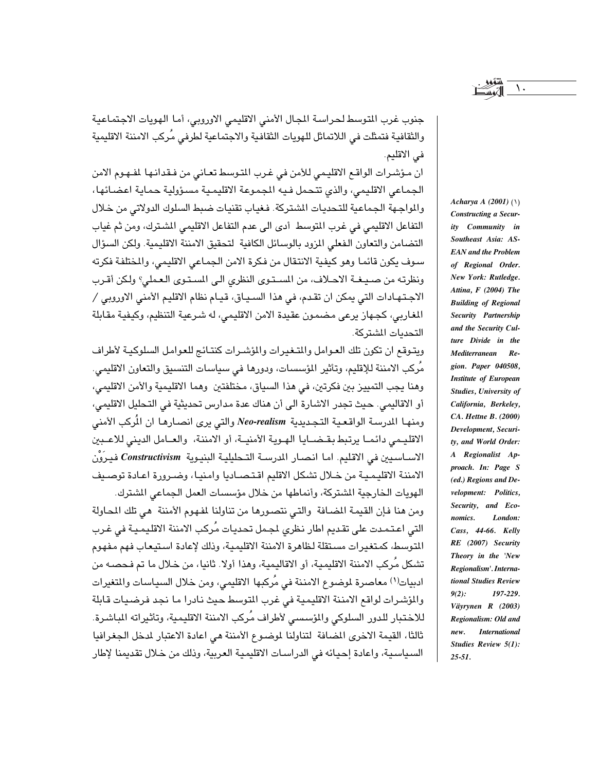جنوب غرب المتوسط لحراسة المجال الأمني الاقليمي الاوروبي، أما الهويات الاجتماعية والثقافية فتمثلت في اللاتماثل للهويات الثقافية والاجتماعية لطرفي مُركب الامننة الاقليمية في الاقليم.

ان مؤشرات الواقع الاقليمي للأمن في غرب المتوسط تعاني من فقدانها لمفهوم الامن الجماعي الاقليمي، والذي تتحمل فيه المجموعة الاقليمية مسؤولية حماية اعضائها، والمواجهة الجماعية للتحديات المشتركة. فغياب تقنيات ضبط السلوك الدولاتي من خلال التفاعل الاقليمي في غرب المتوسط أدى الى عدم التفاعل الاقليمي المشترك، ومن ثم غياب التضامن والتعاون الفعلي المزود بالوسائل الكافية لتحقيق الامننة الاقليمية. ولكن السؤال سوف يكون قائما وهو كيفية الانتقال من فكرة الامن الجماعي الاقليمي، والمختلفة فكرته ونظرته من صيغة الاحلاف، من المستوى النظري الى المستوى العملي؟ ولكن أقرب الاجتهادات التي يمكن ان تقدم، في هذا السياق، قيام نظام الاقليم الأمني الاوروبي / المغاربي، كجهاز يرعى مضمون عقيدة الامن الاقليمي، له شرعية التنظيم، وكيفية مقابلة التحديات المشتركة.

ويتوقع ان تكون تلك العوامل والمتغيرات والمؤشرات كنتائج للعوامل السلوكية لأطراف مُركب الامننة للإقليم، وتأثير المؤسسات، ودورها في سياسات التنسيق والتعاون الاقليمي. وهنا يجب التمييز بين فكرتين، في هذا السياق، مختلفتين وهما الاقليمية والأمن الاقليمي، أو الاقاليمي. حيث تجدر الاشارة الى أن هناك عدة مدارس تحديثية في التحليل الاقليمي، ومنها المدرسة الواقعية التجديدية ***Neo-realism*** والتي يرى انصارها ان المُركب الأمني الاقليمي دائما يرتبط بقضايا الهوية الأمنية، أو الامننة، والعامل الديني للاعبين الاساسيين في الاقليم. اما انصار المدرسة التحليلية البنيوية ***Constructivism*** فيرَوْن الامننة الاقليمية من خلال تشكل الاقليم اقتصاديا وامنيا، وضرورة اعادة توصيف الهويات الخارجية المشتركة، وأنماطها من خلال مؤسسات العمل الجماعي المشترك.

ومن هنا فإن القيمة المضافة والتي نتصورها من تناولنا لمفهوم الأمننة هي تلك المحاولة التي اعتمدت على تقديم اطار نظري لمجمل تحديات مُركب الامننة الاقليمية في غرب المتوسط، كمتغيرات مستقلة لظاهرة الامننة الاقليمية، وذلك لإعادة استيعاب فهم مفهوم تشكل مُركب الامننة الاقليمية، أو الاقاليمية، وهذا أولا. ثانيا، من خلال ما تم فحصه من ادبيات[1] معاصرة لموضوع الامننة في مُركبها الاقليمي، ومن خلال السياسات والمتغيرات والمؤشرات لواقع الامننة الاقليمية في غرب المتوسط حيث نادرا ما نجد فرضيات قابلة للاختبار للدور السلوكي والمؤسسي لأطراف مُركب الامننة الاقليمية، وتأثيراته المباشرة. ثالثا، القيمة الاخرى المضافة لتناولنا لموضوع الأمننة هي اعادة الاعتبار لمدخل الجغرافيا السياسية، واعادة إحيائه في الدراسات الاقليمية العربية، وذلك من خلال تقديمنا لإطار

---

(1) ***Acharya A (2001) Constructing a Security Community in Southeast Asia: ASEAN and the Problem of Regional Order. New York: Rutledge. Attina, F (2004) The Building of Regional Security Partnership and the Security Culture Divide in the Mediterranean Region. Paper 040508, Institute of European Studies, University of California, Berkeley, CA. Hettne B. (2000) Development, Security, and World Order: A Regionalist Approach. In: Page S (ed.) Regions and Development: Politics, Security, and Economics. London: Cass, 44-66. Kelly RE (2007) Security Theory in the 'New Regionalism'. International Studies Review 9(2): 197-229. Väyrynen R (2003) Regionalism: Old and new. International Studies Review 5(1): 25-51.***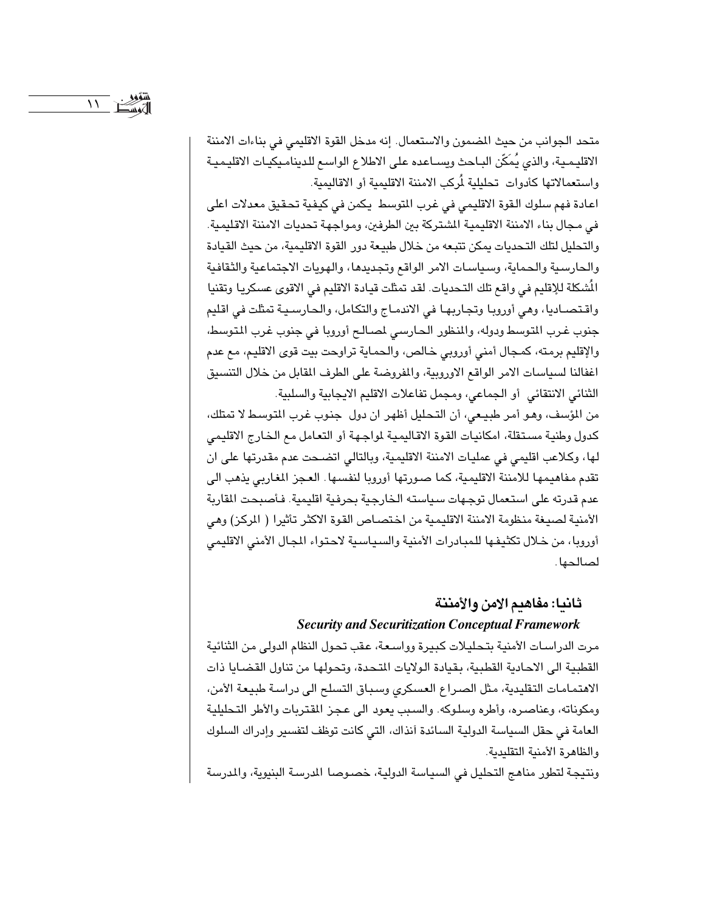متحد الجوانب من حيث المضمون والاستعمال. إنه مدخل القوة الاقليمي في بناءات الامننة الاقليمية، والذي يُمَكّن الباحث ويساعده على الاطلاع الواسع للديناميكيات الاقليمية واستعمالاتها كأدوات تحليلية لمُركب الامننة الاقليمية أو الاقاليمية.

اعادة فهم سلوك القوة الاقليمي في غرب المتوسط يكمن في كيفية تحقيق معدلات اعلى في مجال بناء الامننة الاقليمية المشتركة بين الطرفين، ومواجهة تحديات الامننة الاقليمية. والتحليل لتلك التحديات يمكن تتبعه من خلال طبيعة دور القوة الاقليمية، من حيث القيادة والحارسية والحماية، وسياسات الامر الواقع وتجديدها، والهويات الاجتماعية والثقافية المُشكلة للإقليم في واقع تلك التحديات. لقد تمثلت قيادة الاقليم في الاقوى عسكريا وتقنيا واقتصاديا، وهي أوروبا وتجاربها في الاندماج والتكامل، والحارسية تمثلت في اقليم جنوب غرب المتوسط ودوله، والمنظور الحارسي لمصالح أوروبا في جنوب غرب المتوسط، والإقليم برمته، كمجال أمني أوروبي خالص، والحماية تراوحت بيت قوى الاقليم، مع عدم اغفالنا لسياسات الامر الواقع الاوروبية، والمفروضة على الطرف المقابل من خلال التنسيق الثنائي الانتقائي أو الجماعي، ومجمل تفاعلات الاقليم الايجابية والسلبية.

من المؤسف، وهو أمر طبيعي، أن التحليل أظهر ان دول جنوب غرب المتوسط لا تمتلك، كدول وطنية مستقلة، امكانيات القوة الاقاليمية لمواجهة أو التعامل مع الخارج الاقليمي لها، وكلاعب اقليمي في عمليات الامننة الاقليمية، وبالتالي اتضحت عدم مقدرتها على ان تقدم مفاهيمها للامننة الاقليمية، كما صورتها أوروبا لنفسها. العجز المغاربي يذهب الى عدم قدرته على استعمال توجهات سياسته الخارجية بحرفية اقليمية. فأصبحت المقاربة الأمنية لصيغة منظومة الامننة الاقليمية من اختصاص القوة الاكثر تأثيرا ( المركز) وهي أوروبا، من خلال تكثيفها للمبادرات الأمنية والسياسية لاحتواء المجال الأمني الاقليمي لصالحها.

## ثانيا: مفاهيم الامن والأمننة

### *Security and Securitization Conceptual Framework*

مرت الدراسات الأمنية بتحليلات كبيرة وواسعة، عقب تحول النظام الدولى من الثنائية القطبية الى الاحادية القطبية، بقيادة الولايات المتحدة، وتحولها من تناول القضايا ذات الاهتمامات التقليدية، مثل الصراع العسكري وسباق التسلح الى دراسة طبيعة الأمن، ومكوناته، وعناصره، وأطره وسلوكه. والسبب يعود الى عجز المقتربات والأطر التحليلية العامة في حقل السياسة الدولية السائدة آنذاك، التي كانت توظف لتفسير وإدراك السلوك والظاهرة الأمنية التقليدية.

ونتيجة لتطور مناهج التحليل في السياسة الدولية، خصوصا المدرسة البنيوية، والمدرسة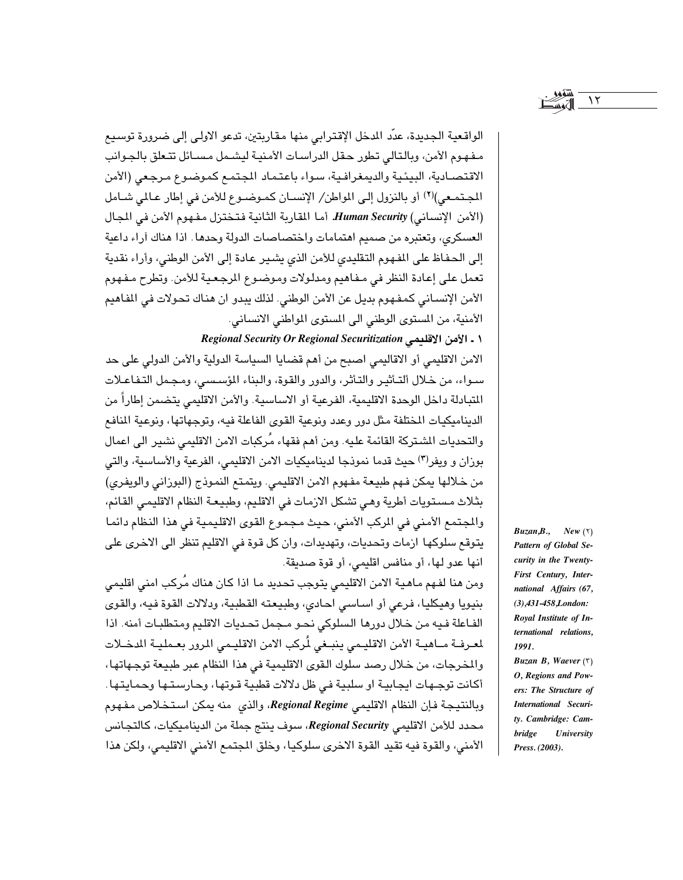الواقعية الجديدة، عدّ المدخل الإقترابي منها مقاربتين، تدعو الاولى إلى ضرورة توسيع مفهوم الأمن، وبالتالي تطور حقل الدراسات الأمنية ليشمل مسائل تتعلق بالجوانب الاقتصادية، البيئية والديمغرافية، سواء باعتماد المجتمع كموضوع مرجعي (الأمن المجتمعي)[٢] أو بالنزول إلى المواطن/ الإنسان كموضوع للأمن في إطار عالمي شامل (الأمن الإنساني) ***Human Security***. أما المقاربة الثانية فتختزل مفهوم الأمن في المجال العسكري، وتعتبره من صميم اهتمامات واختصاصات الدولة وحدها. اذا هناك آراء داعية إلى الحفاظ على المفهوم التقليدي للأمن الذي يشير عادة إلى الأمن الوطني، وآراء نقدية تعمل على إعادة النظر في مفاهيم ومدلولات وموضوع المرجعية للأمن. وتطرح مفهوم الأمن الإنساني كمفهوم بديل عن الأمن الوطني. لذلك يبدو ان هناك تحولات في المفاهيم الأمنية، من المستوى الوطني الى المستوى المواطني الانساني.

### ١ ـ الأمن الاقليمي ***Regional Security Or Regional Securitization***

الامن الاقليمي أو الاقاليمي اصبح من أهم قضايا السياسة الدولية والأمن الدولي على حد سواء، من خلال ألتأثير والتأثر، والدور والقوة، والبناء المؤسسي، ومجمل التفاعلات المتبادلة داخل الوحدة الاقليمية، الفرعية أو الاساسية. والأمن الاقليمي يتضمن إطاراً من الديناميكيات المختلفة مثل دور وعدد ونوعية القوى الفاعلة فيه، وتوجهاتها، ونوعية المنافع والتحديات المشتركة القائمة عليه. ومن أهم فقهاء مُركبات الامن الاقليمي نشير الى اعمال بوزان و ويفر[٣] حيث قدما نموذجا لديناميكيات الامن الاقليمي، الفرعية والأساسية، والتي من خلالها يمكن فهم طبيعة مفهوم الامن الاقليمي. ويتمتع النموذج (البوزاني والويفري) بثلاث مستويات أطرية وهي تشكل الازمات في الاقليم، وطبيعة النظام الاقليمي القائم، والمجتمع الأمني في المركب الأمني، حيث مجموع القوى الاقليمية في هذا النظام دائما يتوقع سلوكها ازمات وتحديات، وتهديدات، وان كل قوة في الاقليم تنظر الى الاخرى على انها عدو لها، أو منافس اقليمي، أو قوة صديقة.

ومن هنا لفهم ماهية الامن الاقليمي يتوجب تحديد ما اذا كان هناك مُركب امني اقليمي بنيويا وهيكليا، فرعي أو اساسي احادي، وطبيعته القطبية، ودلالات القوة فيه، والقوى الفاعلة فيه من خلال دورها السلوكي نحو مجمل تحديات الاقليم ومتطلبات أمنه. اذا لمعرفة ماهية الأمن الاقليمي ينبغي لمُركب الامن الاقليمي المرور بعملية المدخلات والمخرجات، من خلال رصد سلوك القوى الاقليمية في هذا النظام عبر طبيعة توجهاتها، أكانت توجهات ايجابية او سلبية في ظل دلالات قطبية قوتها، وحارستها وحمايتها. وبالنتيجة فإن النظام الاقليمي ***Regional Regime***، والذي منه يمكن استخلاص مفهوم محدد للأمن الاقليمي ***Regional Security***، سوف ينتج جملة من الديناميكيات، كالتجانس الأمني، والقوة فيه تقيد القوة الاخرى سلوكيا، وخلق المجتمع الأمني الاقليمي، ولكن هذا

---

[٢] ***Buzan,B., New Pattern of Global Security in the Twenty-First Century, International Affairs (67, (3),431-458,London: Royal Institute of International relations, 1991.***

[٣] ***Buzan B, Waever O, Regions and Powers: The Structure of International Security. Cambridge: Cambridge University Press. (2003).***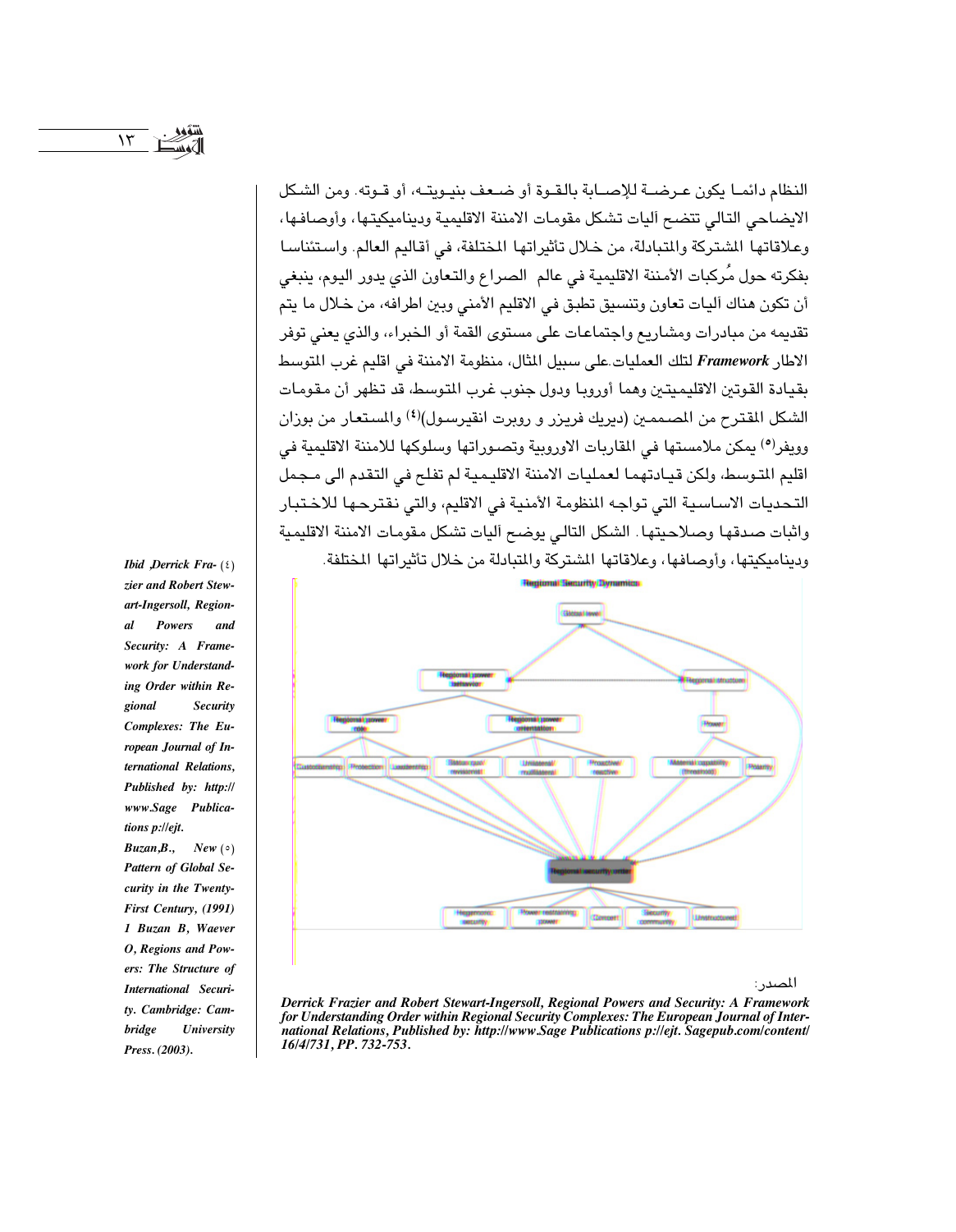النظام دائما يكون عرضة للإصابة بالقوة أو ضعف بنيويته، أو قوته. ومن الشكل الايضاحي التالي تتضح آليات تشكل مقومات الامننة الاقليمية وديناميكيتها، وأوصافها، وعلاقاتها المشتركة والمتبادلة، من خلال تأثيراتها المختلفة، في أقاليم العالم. واستئناسا بفكرته حول مُركبات الأمننة الاقليمية في عالم الصراع والتعاون الذي يدور اليوم، ينبغي أن تكون هناك آليات تعاون وتنسيق تطبق في الاقليم الأمني وبين اطرافه، من خلال ما يتم تقديمه من مبادرات ومشاريع واجتماعات على مستوى القمة أو الخبراء، والذي يعني توفر الاطار ***Framework*** لتلك العمليات.على سبيل المثال، منظومة الامننة في اقليم غرب المتوسط بقيادة القوتين الاقليميتين وهما أوروبا ودول جنوب غرب المتوسط، قد تظهر أن مقومات الشكل المقترح من المصممين (ديريك فريزر و روبرت انقيرسول)[4] والمستعار من بوزان وويفر[5] يمكن ملامستها في المقاربات الاوروبية وتصوراتها وسلوكها للامننة الاقليمية في اقليم المتوسط، ولكن قيادتهما لعمليات الامننة الاقليمية لم تفلح في التقدم الى مجمل التحديات الاساسية التي تواجه المنظومة الأمنية في الاقليم، والتي نقترحها للاختبار واثبات صدقها وصلاحيتها. الشكل التالي يوضح آليات تشكل مقومات الامننة الاقليمية وديناميكيتها، وأوصافها، وعلاقاتها المشتركة والمتبادلة من خلال تأثيراتها المختلفة.

**Regional Security Dynamics**

Global level

Regional power behavior — Regional structure

Regional power role — Regional power orientation — Power

Custodianship — Protection — Leadership — Status quo/revisionist — Unilateral/multilateral — Proactive/reactive — Material capability (threshold) — Polarity

Regional security order

Hegemonic security — Power restraining power — Concert — Security community — Unstructured

المصدر:

***Derrick Frazier and Robert Stewart-Ingersoll, Regional Powers and Security: A Framework for Understanding Order within Regional Security Complexes: The European Journal of International Relations, Published by: http://www.Sage Publications p://ejt. Sagepub.com/content/16/4/731, PP. 732-753.***

---

(٤) ***Ibid ,Derrick Frazier and Robert Stewart-Ingersoll, Regional Powers and Security: A Framework for Understanding Order within Regional Security Complexes: The European Journal of International Relations, Published by: http://www.Sage Publications p://ejt.***

(٥) ***Buzan,B., New Pattern of Global Security in the Twenty-First Century, (1991) 1 Buzan B, Waever O, Regions and Powers: The Structure of International Security. Cambridge: Cambridge University Press. (2003).***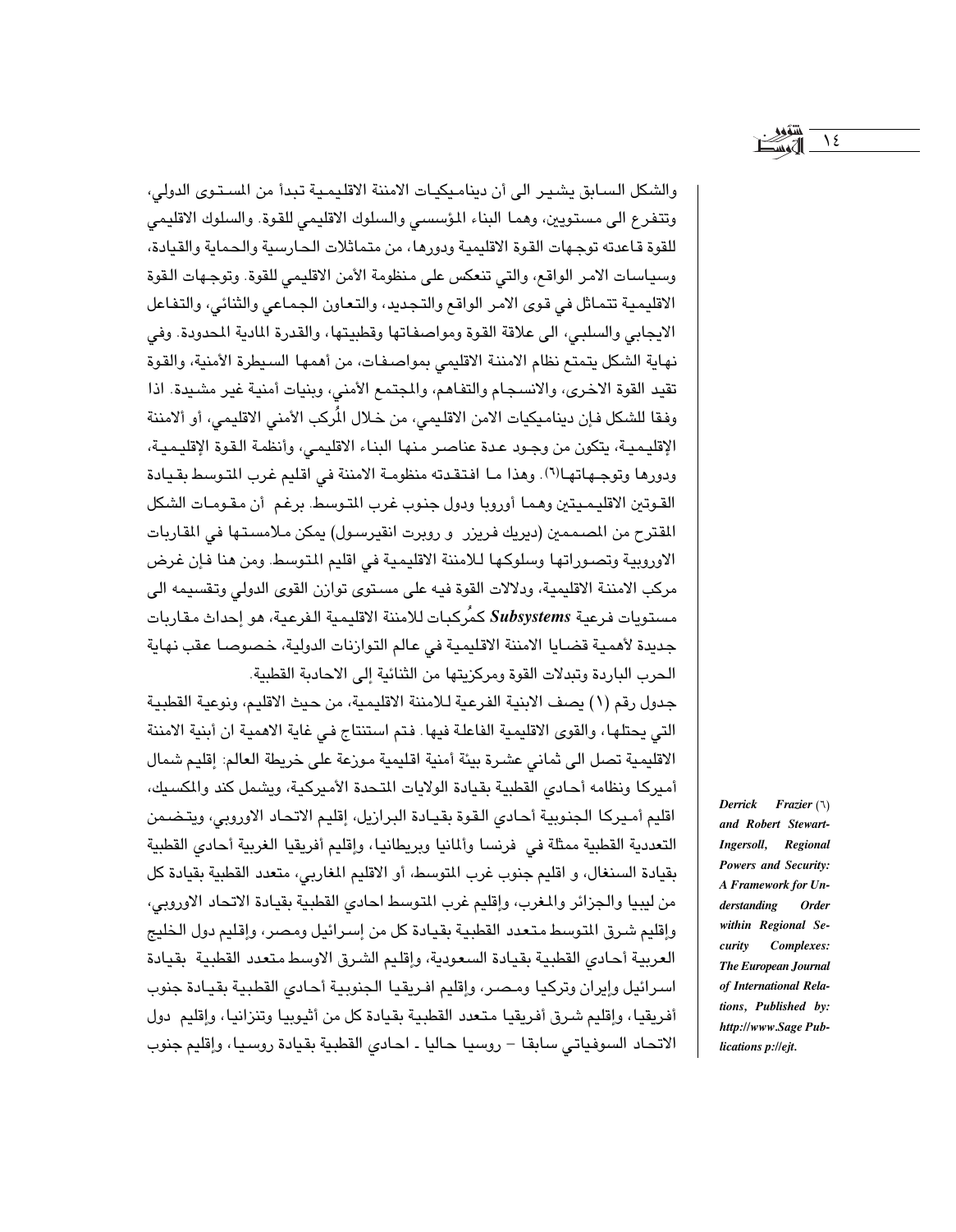والشكل السابق يشير الى أن ديناميكيات الامننة الاقليمية تبدأ من المستوى الدولي، وتتفرع الى مستويين، وهما البناء المؤسسي والسلوك الاقليمي للقوة. والسلوك الاقليمي للقوة قاعدته توجهات القوة الاقليمية ودورها، من متماثلات الحارسية والحماية والقيادة، وسياسات الامر الواقع، والتي تنعكس على منظومة الأمن الاقليمي للقوة. وتوجهات القوة الاقليمية تتماثل في قوى الامر الواقع والتجديد، والتعاون الجماعي والثنائي، والتفاعل الايجابي والسلبي، الى علاقة القوة ومواصفاتها وقطبيتها، والقدرة المادية المحدودة. وفي نهاية الشكل يتمتع نظام الامننة الاقليمي بمواصفات، من أهمها السيطرة الأمنية، والقوة تقيد القوة الاخرى، والانسجام والتفاهم، والمجتمع الأمني، وبنيات أمنية غير مشيدة. اذا وفقا للشكل فإن ديناميكيات الامن الاقليمي، من خلال المُركب الأمني الاقليمي، أو الامننة الإقليمية، يتكون من وجود عدة عناصر منها البناء الاقليمي، وأنظمة القوة الإقليمية، ودورها وتوجهاتها(٦). وهذا ما افتقدته منظومة الامننة في اقليم غرب المتوسط بقيادة القوتين الاقليميتين وهما أوروبا ودول جنوب غرب المتوسط. برغم أن مقومات الشكل المقترح من المصممين (ديريك فريزر و روبرت انقيرسول) يمكن ملامستها في المقاربات الاوروبية وتصوراتها وسلوكها للامننة الاقليمية في اقليم المتوسط. ومن هنا فإن غرض مركب الامننة الاقليمية، ودلالات القوة فيه على مستوى توازن القوى الدولي وتقسيمه الى مستويات فرعية ***Subsystems*** كمُركبات للامننة الاقليمية الفرعية، هو إحداث مقاربات جديدة لأهمية قضايا الامننة الاقليمية في عالم التوازنات الدولية، خصوصا عقب نهاية الحرب الباردة وتبدلات القوة ومركزيتها من الثنائية إلى الاحادية القطبية.

جدول رقم (١) يصف الابنية الفرعية للامننة الاقليمية، من حيث الاقليم، ونوعية القطبية التي يحتلها، والقوى الاقليمية الفاعلة فيها. فتم استنتاج في غاية الاهمية ان أبنية الامننة الاقليمية تصل الى ثماني عشرة بيئة أمنية اقليمية موزعة على خريطة العالم: إقليم شمال أميركا ونظامه أحادي القطبية بقيادة الولايات المتحدة الأميركية، ويشمل كندا والمكسيك، اقليم أميركا الجنوبية أحادي القوة بقيادة البرازيل، إقليم الاتحاد الاوروبي، ويتضمن التعددية القطبية ممثلة في فرنسا وألمانيا وبريطانيا، وإقليم أفريقيا الغربية أحادي القطبية بقيادة السنغال، و اقليم جنوب غرب المتوسط، أو الاقليم المغاربي، متعدد القطبية بقيادة كل من ليبيا والجزائر والمغرب، وإقليم غرب المتوسط احادي القطبية بقيادة الاتحاد الاوروبي، وإقليم شرق المتوسط متعدد القطبية بقيادة كل من إسرائيل ومصر، وإقليم دول الخليج العربية أحادي القطبية بقيادة السعودية، وإقليم الشرق الاوسط متعدد القطبية بقيادة اسرائيل وإيران وتركيا ومصر، وإقليم افريقيا الجنوبية أحادي القطبية بقيادة جنوب أفريقيا، وإقليم شرق أفريقيا متعدد القطبية بقيادة كل من أثيوبيا وتنزانيا، وإقليم دول الاتحاد السوفياتي سابقا – روسيا حاليا ـ احادي القطبية بقيادة روسيا، وإقليم جنوب

(٦) ***Derrick Frazier and Robert Stewart-Ingersoll, Regional Powers and Security: A Framework for Understanding Order within Regional Security Complexes: The European Journal of International Relations, Published by: http://www.Sage Publications p://ejt.***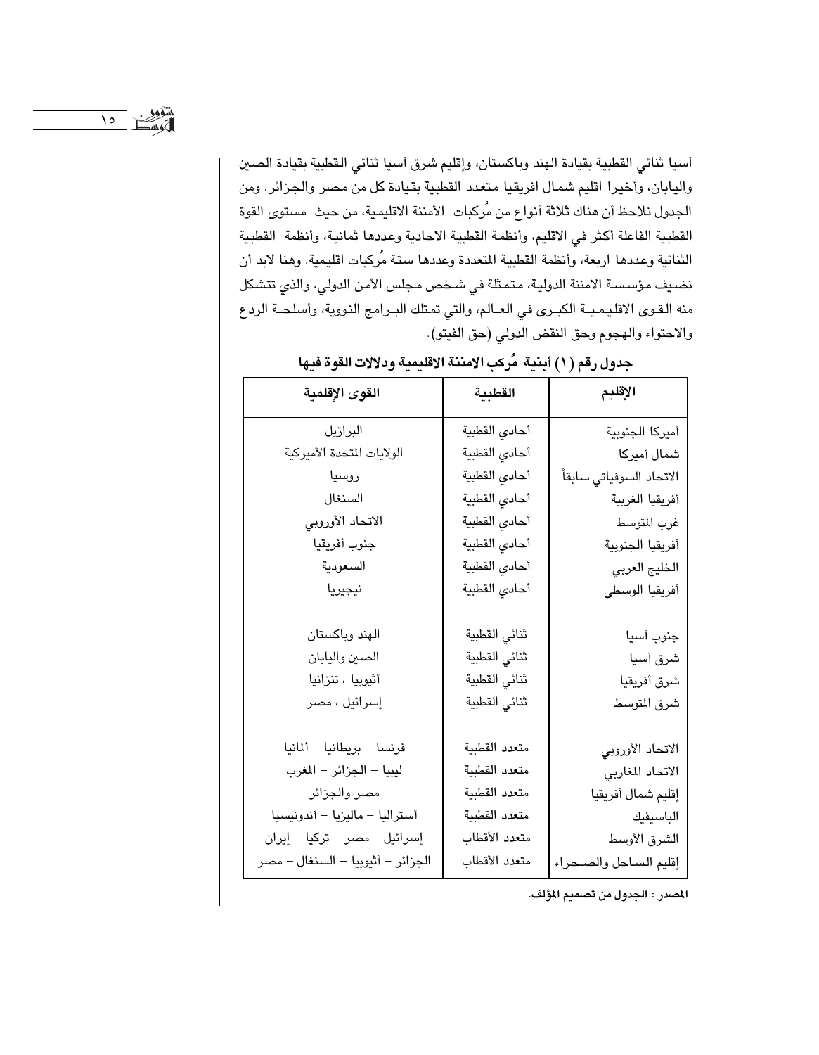أسيا ثنائي القطبية بقيادة الهند وباكستان، وإقليم شرق أسيا ثنائي القطبية بقيادة الصين واليابان، وأخيرا اقليم شمال افريقيا متعدد القطبية بقيادة كل من مصر والجزائر. ومن الجدول نلاحظ أن هناك ثلاثة أنواع من مُركبات الأمننة الاقليمية، من حيث مستوى القوة القطبية الفاعلة أكثر في الاقليم، وأنظمة القطبية الاحادية وعددها ثمانية، وأنظمة القطبية الثنائية وعددها اربعة، وأنظمة القطبية المتعددة وعددها ستة مُركبات اقليمية. وهنا لابد أن نضيف مؤسسة الامننة الدولية، متمثلة في شخص مجلس الأمن الدولي، والذي تتشكل منه القوى الاقليمية الكبرى في العالم، والتي تمتلك البرامج النووية، وأسلحة الردع والاحتواء والهجوم وحق النقض الدولي (حق الفيتو).

**جدول رقم (١) أبنية مُركب الامننة الاقليمية ودلالات القوة فيها**

| الإقليم | القطبية | القوى الإقلمية |
|---|---|---|
| أميركا الجنوبية | أحادي القطبية | البرازيل |
| شمال أميركا | أحادي القطبية | الولايات المتحدة الأميركية |
| الاتحاد السوفياتي سابقاً | أحادي القطبية | روسيا |
| أفريقيا الغربية | أحادي القطبية | السنغال |
| غرب المتوسط | أحادي القطبية | الاتحاد الأوروبي |
| أفريقيا الجنوبية | أحادي القطبية | جنوب أفريقيا |
| الخليج العربي | أحادي القطبية | السعودية |
| أفريقيا الوسطى | أحادي القطبية | نيجيريا |
| جنوب أسيا | ثنائي القطبية | الهند وباكستان |
| شرق أسيا | ثنائي القطبية | الصين واليابان |
| شرق أفريقيا | ثنائي القطبية | أثيوبيا ، تنزانيا |
| شرق المتوسط | ثنائي القطبية | إسرائيل ، مصر |
| الاتحاد الأوروبي | متعدد القطبية | فرنسا – بريطانيا – ألمانيا |
| الاتحاد المغاربي | متعدد القطبية | ليبيا – الجزائر – المغرب |
| إقليم شمال أفريقيا | متعدد القطبية | مصر والجزائر |
| الباسيفيك | متعدد القطبية | أستراليا – ماليزيا – أندونيسيا |
| الشرق الأوسط | متعدد الأقطاب | إسرائيل – مصر – تركيا – إيران |
| إقليم الساحل والصحراء | متعدد الأقطاب | الجزائر – أثيوبيا – السنغال – مصر |

**المصدر : الجدول من تصميم المؤلف.**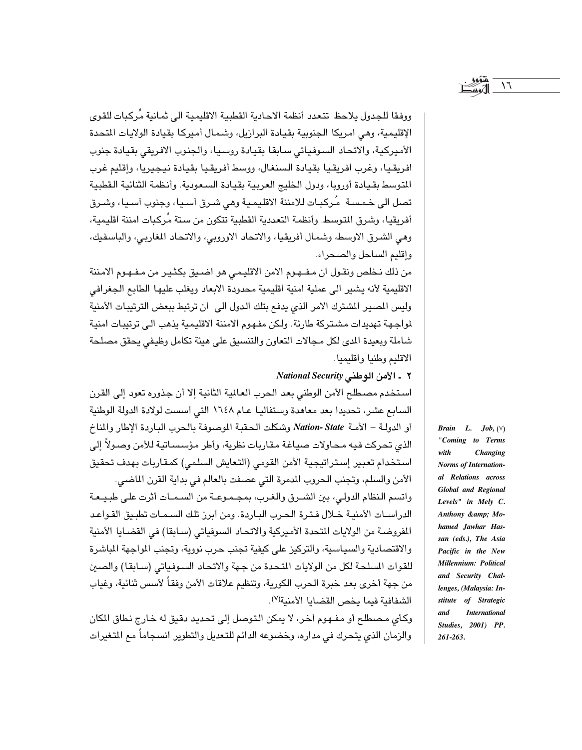ووفقا للجدول يلاحظ تتعدد أنظمة الاحادية القطبية الاقليمية الى ثمانية مُركبات للقوى الإقليمية، وهي امريكا الجنوبية بقيادة البرازيل، وشمال أميركا بقيادة الولايات المتحدة الأميركية، والاتحاد السوفياتي سابقا بقيادة روسيا، والجنوب الافريقي بقيادة جنوب افريقيا، وغرب افريقيا بقيادة السنغال، ووسط أفريقيا بقيادة نيجيريا، وإقليم غرب المتوسط بقيادة أوروبا، ودول الخليج العربية بقيادة السعودية. وأنظمة الثنائية القطبية تصل الى خمسة مُركبات للامننة الاقليمية وهي شرق آسيا، وجنوب آسيا، وشرق أفريقيا، وشرق المتوسط. وأنظمة التعددية القطبية تتكون من ستة مُركبات امننة اقليمية، وهي الشرق الاوسط، وشمال أفريقيا، والاتحاد الاوروبي، والاتحاد المغاربي، والباسفيك، وإقليم الساحل والصحراء.

من ذلك نخلص ونقول ان مفهوم الامن الاقليمي هو اضيق بكثير من مفهوم الامننة الاقليمية لأنه يشير الى عملية امنية اقليمية محدودة الابعاد ويغلب عليها الطابع الجغرافي وليس المصير المشترك الامر الذي يدفع بتلك الدول الى ان ترتبط ببعض الترتيبات الأمنية لمواجهة تهديدات مشتركة طارئة. ولكن مفهوم الامننة الاقليمية يذهب الى ترتيبات امنية شاملة وبعيدة المدى لكل مجالات التعاون والتنسيق على هيئة تكامل وظيفي يحقق مصلحة الاقليم وطنيا واقليميا.

## ٢ ـ الأمن الوطني *National Security*

استخدم مصطلح الأمن الوطني بعد الحرب العالمية الثانية إلا أن جذوره تعود إلى القرن السابع عشر، تحديدا بعد معاهدة وستفاليا عام ١٦٤٨ التي أسست لولادة الدولة الوطنية أو الدولة – الأمة *Nation- State* وشكلت الحقبة الموصوفة بالحرب الباردة الإطار والمناخ الذي تحركت فيه محاولات صياغة مقاربات نظرية، وأطر مؤسساتية للأمن وصولاً إلى استخدام تعبير إستراتيجية الأمن القومي (التعايش السلمي) كمقاربات بهدف تحقيق الأمن والسلم، وتجنب الحروب المدمرة التي عصفت بالعالم في بداية القرن الماضي.

واتسم النظام الدولي، بين الشرق والغرب، بمجموعة من السمات أثرت على طبيعة الدراسات الأمنية خلال فترة الحرب الباردة. ومن أبرز تلك السمات تطبيق القواعد المفروضة من الولايات المتحدة الأميركية والاتحاد السوفياتي (سابقا) في القضايا الأمنية والاقتصادية والسياسية، والتركيز على كيفية تجنب حرب نووية، وتجنب المواجهة المباشرة للقوات المسلحة لكل من الولايات المتحدة من جهة والاتحاد السوفياتي (سابقا) والصين من جهة أخرى بعد خبرة الحرب الكورية، وتنظيم علاقات الأمن وفقاً لأسس ثنائية، وغياب الشفافية فيما يخص القضايا الأمنية(٧).

وكأي مصطلح أو مفهوم آخر، لا يمكن التوصل إلى تحديد دقيق له خارج نطاق المكان والزمان الذي يتحرك في مداره، وخضوعه الدائم للتعديل والتطوير انسجاماً مع المتغيرات

---

(٧) *Brain L. Job, "Coming to Terms with Changing Norms of International Relations across Global and Regional Levels" in Mely C. Anthony &amp; Mohamed Jawhar Hassan (eds.), The Asia Pacific in the New Millennium: Political and Security Challenges, (Malaysia: Institute of Strategic and International Studies, 2001) PP. 261-263.*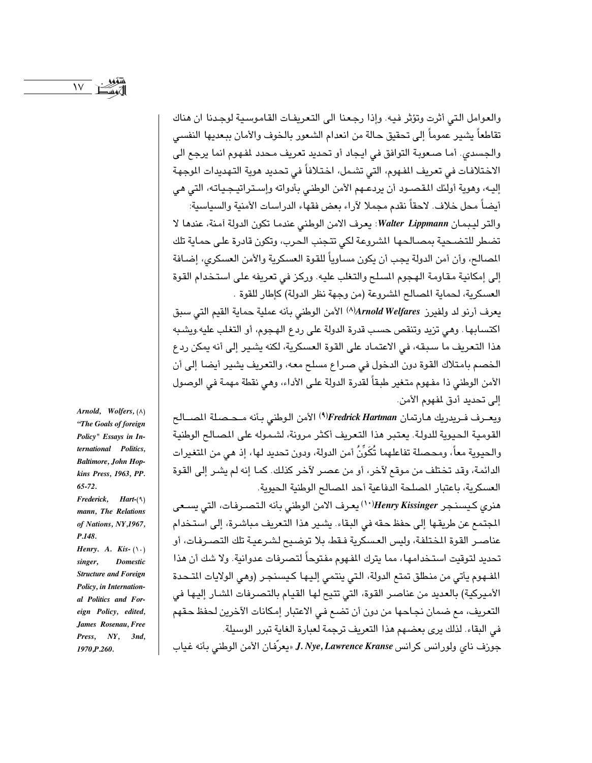والعوامل التي أثرت وتؤثر فيه. وإذا رجعنا الى التعريفات القاموسية لوجدنا ان هناك تقاطعاً يشير عموماً إلى تحقيق حالة من انعدام الشعور بالخوف والأمان ببعديها النفسي والجسدي. أما صعوبة التوافق في ايجاد أو تحديد تعريف محدد لمفهوم انما يرجع الى الاختلافات في تعريف المفهوم، التي تشمل، اختلافاً في تحديد هوية التهديدات الموجهة إليه، وهوية أولئك المقصود أن يردعهم الأمن الوطني بأدواته وإستراتيجياته، التي هي أيضاً محل خلاف. لاحقاً نقدم مجملا لآراء بعض فقهاء الدراسات الأمنية والسياسية:

والتر ليبمان ***Walter Lippmann***: يعرف الامن الوطني عندما تكون الدولة آمنة، عندها لا تضطر للتضحية بمصالحها المشروعة لكي تتجنب الحرب، وتكون قادرة على حماية تلك المصالح، وأن أمن الدولة يجب أن يكون مساوياً للقوة العسكرية والأمن العسكري، إضافة إلى إمكانية مقاومة الهجوم المسلح والتغلب عليه. وركز في تعريفه على استخدام القوة العسكرية، لحماية المصالح المشروعة (من وجهة نظر الدولة) كإطار للقوة .

يعرف أرنو لد ولفيرز ***Arnold Welfares***[8] الأمن الوطني بأنه عملية حماية القيم التي سبق اكتسابها. وهي تزيد وتنقص حسب قدرة الدولة على ردع الهجوم، أو التغلب عليه.ويشبه هذا التعريف ما سبقه، في الاعتماد على القوة العسكرية، لكنه يشير إلى أنه يمكن ردع الخصم بامتلاك القوة دون الدخول في صراع مسلح معه، والتعريف يشير أيضا إلى أن الأمن الوطني ذا مفهوم متغير طبقاً لقدرة الدولة على الأداء، وهي نقطة مهمة في الوصول إلى تحديد أدق لمفهوم الأمن.

ويعرف فريدريك هارتمان ***Fredrick Hartman***[9] الأمن الوطني بأنه محصلة المصالح القومية الحيوية للدولة. يعتبر هذا التعريف أكثر مرونة، لشموله على المصالح الوطنية والحيوية معاً، ومحصلة تفاعلهما تُكَوِّنُ أمن الدولة، ودون تحديد لها، إذ هي من المتغيرات الدائمة، وقد تختلف من موقع لآخر، أو من عصر لآخر كذلك. كما إنه لم يشر إلى القوة العسكرية، باعتبار المصلحة الدفاعية أحد المصالح الوطنية الحيوية.

هنري كيسنجر ***Henry Kissinger***[10] يعرف الامن الوطني بأنه التصرفات، التي يسعى المجتمع عن طريقها إلى حفظ حقه في البقاء. يشير هذا التعريف مباشرة، إلى استخدام عناصر القوة المختلفة، وليس العسكرية فقط، بلا توضيح لشرعية تلك التصرفات، أو تحديد لتوقيت استخدامها، مما يترك المفهوم مفتوحاً لتصرفات عدوانية. ولا شك أن هذا المفهوم يأتي من منطلق تمتع الدولة، التي ينتمي إليها كيسنجر (وهي الولايات المتحدة الأميركية) بالعديد من عناصر القوة، التي تتيح لها القيام بالتصرفات المشار إليها في التعريف، مع ضمان نجاحها من دون أن تضع في الاعتبار إمكانات الآخرين لحفظ حقهم في البقاء. لذلك يرى بعضهم هذا التعريف ترجمة لعبارة الغاية تبرر الوسيلة.

جوزف ناي ولورانس كرانس ***J. Nye, Lawrence Kranse*** «يعرّفان الأمن الوطني بأنه غياب

---

(8) ***Arnold, Wolfers, "The Goals of foreign Policy" Essays in International Politics, Baltimore, John Hopkins Press, 1963, PP. 65-72.***

(9) ***Frederick, Hartmann, The Relations of Nations, NY,1967, P.148.***

(10) ***Henry. A. Kissinger, Domestic Structure and Foreign Policy, in International Politics and Foreign Policy, edited, James Rosenau, Free Press, NY, 3nd, 1970,P.260.***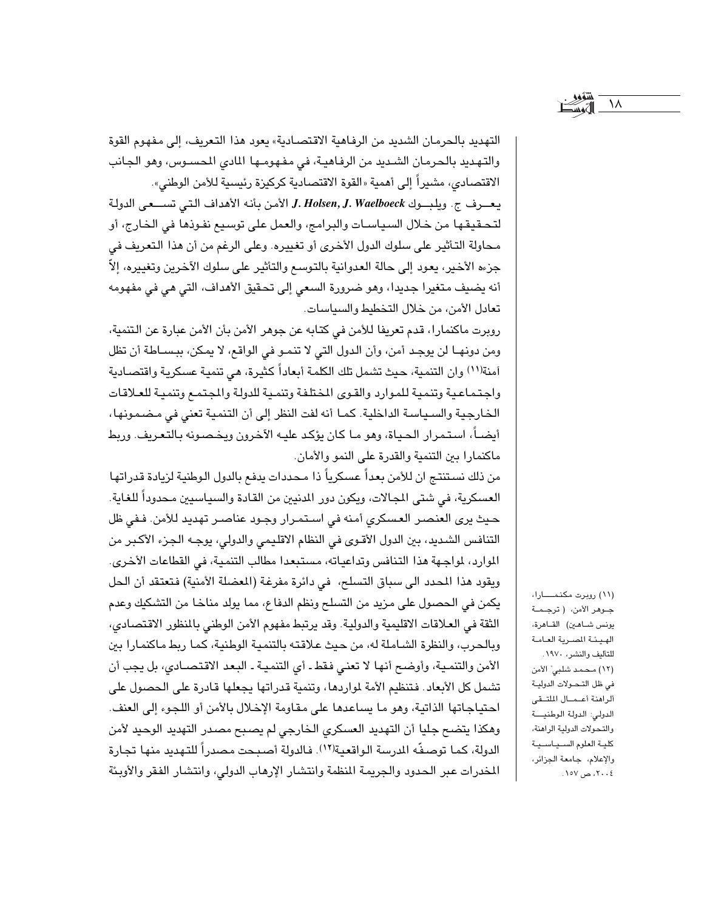التهديد بالحرمان الشديد من الرفاهية الاقتصادية» يعود هذا التعريف، إلى مفهوم القوة والتهديد بالحرمان الشديد من الرفاهية، في مفهومها المادي المحسوس، وهو الجانب الاقتصادي، مشيراً إلى أهمية «القوة الاقتصادية كركيزة رئيسية للأمن الوطني».

يعرف ج. ويلبوك ***J. Holsen, J. Waelboeck*** الأمن بأنه الأهداف التي تسعى الدولة لتحقيقها من خلال السياسات والبرامج، والعمل على توسيع نفوذها في الخارج، أو محاولة التأثير على سلوك الدول الأخرى أو تغييره. وعلى الرغم من أن هذا التعريف في جزءه الأخير، يعود إلى حالة العدوانية بالتوسع والتأثير على سلوك الآخرين وتغييره، إلاّ أنه يضيف متغيرا جديدا، وهو ضرورة السعي إلى تحقيق الأهداف، التي هي في مفهومه تعادل الأمن، من خلال التخطيط والسياسات.

روبرت ماكنمارا، قدم تعريفا للأمن في كتابه عن جوهر الأمن بأن الأمن عبارة عن التنمية، ومن دونها لن يوجد أمن، وأن الدول التي لا تنمو في الواقع، لا يمكن، ببساطة أن تظل آمنة[11] وان التنمية، حيث تشمل تلك الكلمة أبعاداً كثيرة، هي تنمية عسكرية واقتصادية واجتماعية وتنمية للموارد والقوى المختلفة وتنمية للدولة والمجتمع وتنمية للعلاقات الخارجية والسياسة الداخلية. كما أنه لفت النظر إلى أن التنمية تعني في مضمونها، أيضاً، استمرار الحياة، وهو ما كان يؤكد عليه الآخرون ويخصونه بالتعريف. وربط ماكنمارا بين التنمية والقدرة على النمو والأمان.

من ذلك نستنتج ان للأمن بعداً عسكرياً ذا محددات يدفع بالدول الوطنية لزيادة قدراتها العسكرية، في شتى المجالات، ويكون دور المدنيين من القادة والسياسيين محدوداً للغاية. حيث يرى العنصر العسكري أمنه في استمرار وجود عناصر تهديد للأمن. ففي ظل التنافس الشديد، بين الدول الأقوى في النظام الاقليمي والدولي، يوجه الجزء الأكبر من الموارد، لمواجهة هذا التنافس وتداعياته، مستبعدا مطالب التنمية، في القطاعات الأخرى. ويقود هذا المحدد الى سباق التسلح، في دائرة مفرغة (المعضلة الأمنية) فتعتقد أن الحل يكمن في الحصول على مزيد من التسلح ونظم الدفاع، مما يولد مناخا من التشكيك وعدم الثقة في العلاقات الاقليمية والدولية. وقد يرتبط مفهوم الأمن الوطني بالمنظور الاقتصادي، وبالحرب، والنظرة الشاملة له، من حيث علاقته بالتنمية الوطنية، كما ربط ماكنمارا بين الأمن والتنمية، وأوضح أنها لا تعني فقط - أي التنمية - البعد الاقتصادي، بل يجب أن تشمل كل الأبعاد. فتنظيم الأمة لمواردها، وتنمية قدراتها يجعلها قادرة على الحصول على احتياجاتها الذاتية، وهو ما يساعدها على مقاومة الإخلال بالأمن أو اللجوء إلى العنف. وهكذا يتضح جليا أن التهديد العسكري الخارجي لم يصبح مصدر التهديد الوحيد لأمن الدولة، كما توصفّه المدرسة الواقعية[12]. فالدولة أصبحت مصدراً للتهديد منها تجارة المخدرات عبر الحدود والجريمة المنظمة وانتشار الإرهاب الدولي، وانتشار الفقر والأوبئة

---

(١١) روبرت مكنمارا، جوهر الأمن، (ترجمة يونس شاهين) القاهرة، الهيئة المصرية العامة للتأليف والنشر، ١٩٧٠.

(١٢) محمد شلبي" الأمن في ظل التحولات الدولية الراهنة أعمال الملتقى الدولي: الدولة الوطنية والتحولات الدولية الراهنة، كلية العلوم السياسية والإعلام، جامعة الجزائر، ٢٠٠٤، ص ١٥٧.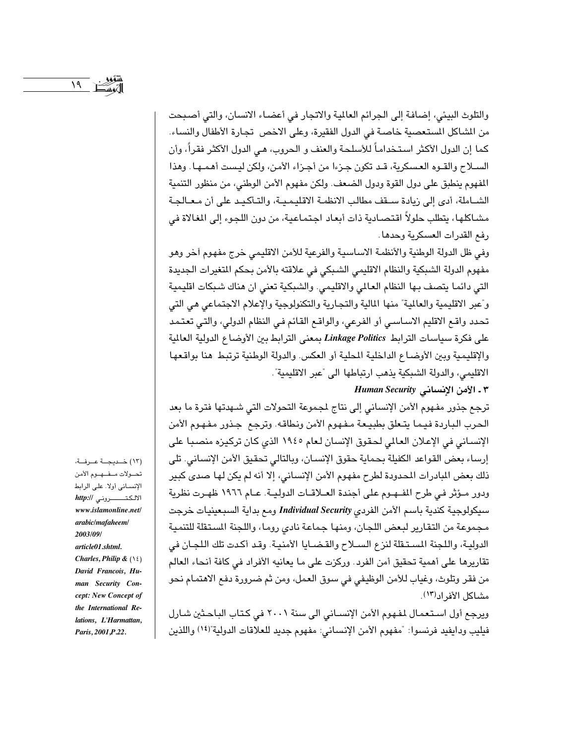والتلوث البيئي، إضافة إلى الجرائم العالمية والاتجار في أعضاء الانسان، والتي أصبحت من المشاكل المستعصية خاصة في الدول الفقيرة، وعلى الاخص تجارة الأطفال والنساء. كما إن الدول الأكثر استخداماً للأسلحة والعنف و الحروب، هي الدول الأكثر فقراً، وأن السلاح والقوه العسكرية، قد تكون جزءا من أجزاء الأمن، ولكن ليست أهمها. وهذا المفهوم ينطبق على دول القوة ودول الضعف. ولكن مفهوم الأمن الوطني، من منظور التنمية الشاملة، أدى إلى زيادة سقف مطالب الانظمة الاقليمية، والتأكيد على أن معالجة مشاكلها، يتطلب حلولاً اقتصادية ذات أبعاد اجتماعية، من دون اللجوء إلى المغالاة في رفع القدرات العسكرية وحدها.

وفي ظل الدولة الوطنية والأنظمة الاساسية والفرعية للأمن الاقليمي خرج مفهوم آخر وهو مفهوم الدولة الشبكية والنظام الاقليمي الشبكي في علاقته بالأمن بحكم المتغيرات الجديدة التي دائما يتصف بها النظام العالمي والاقليمي. والشبكية تعني ان هناك شبكات اقليمية و"عبر الاقليمية والعالمية" منها المالية والتجارية والتكنولوجية والإعلام الاجتماعي هي التي تحدد واقع الاقليم الاساسي أو الفرعي، والواقع القائم في النظام الدولي، والتي تعتمد على فكرة سياسات الترابط ***Linkage Politics*** بمعنى الترابط بين الأوضاع الدولية العالمية والإقليمية وبين الأوضاع الداخلية المحلية أو العكس. والدولة الوطنية ترتبط هنا بواقعها الاقليمي، والدولة الشبكية يذهب ارتباطها الى "عبر الاقليمية".

### ٣ ـ الأمن الإنساني *Human Security*

ترجع جذور مفهوم الأمن الإنساني إلى نتاج لمجموعة التحولات التي شهدتها فترة ما بعد الحرب الباردة فيما يتعلق بطبيعة مفهوم الأمن ونطاقه. وترجع جذور مفهوم الأمن الإنساني في الإعلان العالمي لحقوق الإنسان لعام ١٩٤٥ الذي كان تركيزه منصبا على إرساء بعض القواعد الكفيلة بحماية حقوق الإنسان، وبالتالي تحقيق الأمن الإنساني. تلى ذلك بعض المبادرات المحدودة لطرح مفهوم الأمن الإنساني، إلا أنه لم يكن لها صدى كبير ودور مؤثر في طرح المفهوم على أجندة العلاقات الدولية. عام ١٩٦٦ ظهرت نظرية سيكولوجية كندية باسم الأمن الفردي ***Individual Security*** ومع بداية السبعينيات خرجت مجموعة من التقارير لبعض اللجان، ومنها جماعة نادي روما، واللجنة المستقلة للتنمية الدولية، واللجنة المستقلة لنزع السلاح والقضايا الأمنية. وقد أكدت تلك اللجان في تقاريرها على أهمية تحقيق أمن الفرد. وركزت على ما يعانيه الأفراد في كافة أنحاء العالم من فقر وتلوث، وغياب للأمن الوظيفي في سوق العمل، ومن ثم ضرورة دفع الاهتمام نحو مشاكل الأفراد[(١٣)].

ويرجع أول استعمال لمفهوم الأمن الإنساني الى سنة ٢٠٠١ في كتاب الباحثين شارل فيليب ودايفيد فرنسوا: "مفهوم الأمن الإنساني: مفهوم جديد للعلاقات الدولية"[(١٤)] واللذين

---

(١٣) خديجة عرفة، تحولات مفهوم الأمن الإنساني أولا. على الرابط الالكتروني ://http www.islamonline.net/arabic/mafaheem/2003/09/article01.shtml.

(١٤) *Charles, Philip & David Francois, Human Security Concept: New Concept of the International Relations, L'Harmattan, Paris, 2001,P.22.*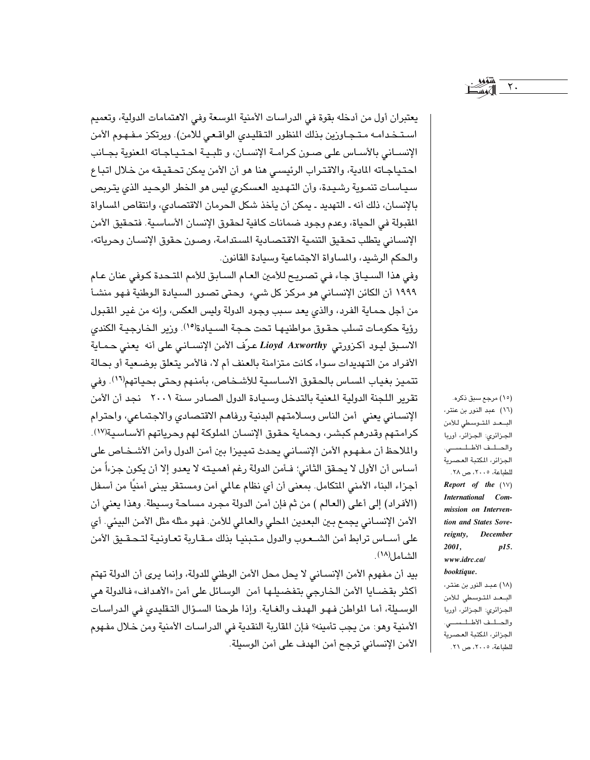يعتبران أول من أدخله بقوة في الدراسات الأمنية الموسعة وفي الاهتمامات الدولية، وتعميم استخدامه متجاوزين بذلك المنظور التقليدي الواقعي للامن). ويرتكز مفهوم الأمن الإنساني بالأساس على صون كرامة الإنسان، و تلبية احتياجاته المعنوية بجانب احتياجاته المادية، والاقتراب الرئيسي هنا هو أن الأمن يمكن تحقيقه من خلال اتباع سياسات تنموية رشيدة، وأن التهديد العسكري ليس هو الخطر الوحيد الذي يتربص بالإنسان، ذلك أنه ـ التهديد ـ يمكن أن يأخذ شكل الحرمان الاقتصادي، وانتقاص المساواة المقبولة في الحياة، وعدم وجود ضمانات كافية لحقوق الإنسان الأساسية. فتحقيق الأمن الإنساني يتطلب تحقيق التنمية الاقتصادية المستدامة، وصون حقوق الإنسان وحرياته، والحكم الرشيد، والمساواة الاجتماعية وسيادة القانون.

وفي هذا السياق جاء في تصريح للأمين العام السابق للأمم المتحدة كوفي عنان عام ١٩٩٩ أن الكائن الإنساني هو مركز كل شيء وحتى تصور السيادة الوطنية فهو منشأ من أجل حماية الفرد، والذي يعد سبب وجود الدولة وليس العكس، وإنه من غير المقبول رؤية حكومات تسلب حقوق مواطنيها تحت حجة السيادة(١٥). وزير الخارجية الكندي الاسبق ليود أكزورتي ***Lioyd Axworthy*** عرّف الأمن الإنساني على أنه يعني حماية الأفراد من التهديدات سواء كانت متزامنة بالعنف أم لا، فالأمر يتعلق بوضعية أو بحالة تتميز بغياب المساس بالحقوق الأساسية للأشخاص، بأمنهم وحتى بحياتهم(١٦). وفي تقرير اللجنة الدولية المعنية بالتدخل وسيادة الدول الصادر سنة ٢٠٠١ نجد أن الأمن الإنساني يعني أمن الناس وسلامتهم البدنية ورفاهم الاقتصادي والاجتماعي، واحترام كرامتهم وقدرهم كبشر، وحماية حقوق الإنسان المملوكة لهم وحرياتهم ألأساسية(١٧). والملاحظ أن مفهوم الأمن الإنساني يحدث تمييزا بين أمن الدول وأمن الأشخاص على أساس أن الأول لا يحقق الثاني؛ فأمن الدولة رغم أهميته لا يعدو إلا أن يكون جزءاً من أجزاء البناء الأمني المتكامل. بمعنى أن أي نظام عالمي آمن ومستقر يبنى أمنيًا من أسفل (الأفراد) إلى أعلى (العالم ) من ثم فإن أمن الدولة مجرد مساحة وسيطة. وهذا يعني أن الأمن الإنساني يجمع بين البعدين المحلي والعالمي للأمن. فهو مثله مثل الأمن البيئي. أي على أساس ترابط أمن الشعوب والدول متبنيا بذلك مقاربة تعاونية لتحقيق الأمن الشامل(١٨).

بيد أن مفهوم الأمن الإنساني لا يحل محل الأمن الوطني للدولة، وإنما يرى أن الدولة تهتم أكثر بقضايا الأمن الخارجي بتفضيلها أمن الوسائل على أمن «الأهداف» فالدولة هي الوسيلة، أما المواطن فهو الهدف والغاية. وإذا طرحنا السؤال التقليدي في الدراسات الأمنية وهو: من يجب تأمينه؟ فإن المقاربة النقدية في الدراسات الأمنية ومن خلال مفهوم الأمن الإنساني ترجح أمن الهدف على أمن الوسيلة.

---

(١٥) مرجع سبق ذكره.

(١٦) عبد النور بن عنتر، البعد المتوسطي للأمن الجزائري: الجزائر، أوربا والحلف الأطلسي. الجزائر، المكتبة العصرية للطباعة، ٢٠٠٥، ص ٢٨.

(١٧) ***Report of the International Commission on Intervention and States Sovereignty, December 2001, p15. www.idrc.ca/booktique.***

(١٨) عبد النور بن عنتر، البعد المتوسطي للأمن الجزائري: الجزائر، أوربا والحلف الأطلسي. الجزائر، المكتبة العصرية للطباعة، ٢٠٠٥، ص ٢١.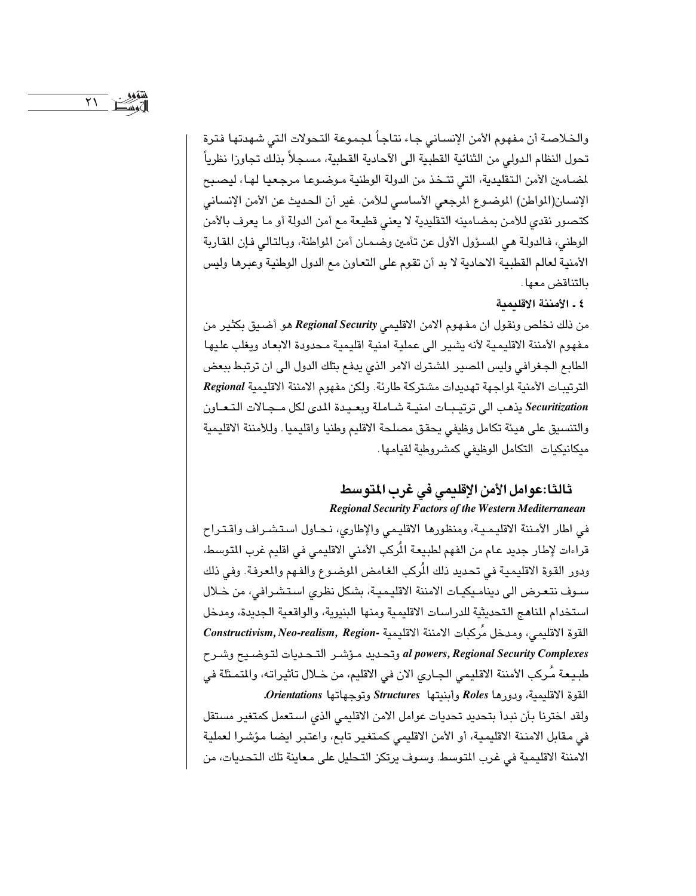والخلاصة أن مفهوم الأمن الإنساني جاء نتاجاً لمجموعة التحولات التي شهدتها فترة تحول النظام الدولي من الثنائية القطبية الى الآحادية القطبية، مسجلاً بذلك تجاوزا نظرياً لمضامين الأمن التقليدية، التي تتخذ من الدولة الوطنية موضوعا مرجعيا لها، ليصبح الإنسان(المواطن) الموضوع المرجعي الأساسي للأمن. غير أن الحديث عن الأمن الإنساني كتصور نقدي للأمن بمضامينه التقليدية لا يعني قطيعة مع أمن الدولة أو ما يعرف بالأمن الوطني، فالدولة هي المسؤول الأول عن تأمين وضمان أمن المواطنة، وبالتالي فإن المقاربة الأمنية لعالم القطبية الاحادية لا بد أن تقوم على التعاون مع الدول الوطنية وعبرها وليس بالتناقض معها.

**٤ ـ الأمننة الاقليمية**

من ذلك نخلص ونقول ان مفهوم الامن الاقليمي ***Regional Security*** هو أضيق بكثير من مفهوم الأمننة الاقليمية لأنه يشير الى عملية امنية اقليمية محدودة الابعاد ويغلب عليها الطابع الجغرافي وليس المصير المشترك الامر الذي يدفع بتلك الدول الى ان ترتبط ببعض الترتيبات الأمنية لمواجهة تهديدات مشتركة طارئة. ولكن مفهوم الامننة الاقليمية ***Regional Securitization*** يذهب الى ترتيبات امنية شاملة وبعيدة المدى لكل مجالات التعاون والتنسيق على هيئة تكامل وظيفي يحقق مصلحة الاقليم وطنيا واقليميا. وللأمننة الاقليمية ميكانيكيات التكامل الوظيفي كمشروطية لقيامها.

## ثالثا: عوامل الأمن الإقليمي في غرب المتوسط

***Regional Security Factors of the Western Mediterranean***

في اطار الأمننة الاقليمية، ومنظورها الاقليمي والإطاري، نحاول استشراف واقتراح قراءات لإطار جديد عام من الفهم لطبيعة المُركب الأمني الاقليمي في اقليم غرب المتوسط، ودور القوة الاقليمية في تحديد ذلك المُركب الغامض الموضوع والفهم والمعرفة. وفي ذلك سوف نتعرض الى ديناميكيات الامننة الاقليمية، بشكل نظري استشرافي، من خلال استخدام المناهج التحديثية للدراسات الاقليمية ومنها البنيوية، والواقعية الجديدة، ومدخل القوة الاقليمي، ومدخل مُركبات الامننة الاقليمية ***Constructivism, Neo-realism, Regional powers, Regional Security Complexes*** وتحديد مؤشر التحديات لتوضيح وشرح طبيعة مُركب الأمننة الاقليمي الجاري الان في الاقليم، من خلال تأثيراته، والمتمثلة في القوة الاقليمية، ودورها ***Roles*** وأبنيتها ***Structures*** وتوجهاتها ***Orientations***.

ولقد اخترنا بأن نبدأ بتحديد تحديات عوامل الامن الاقليمي الذي استعمل كمتغير مستقل في مقابل الامننة الاقليمية، أو الأمن الاقليمي كمتغير تابع، واعتبر ايضا مؤشرا لعملية الامننة الاقليمية في غرب المتوسط. وسوف يرتكز التحليل على معاينة تلك التحديات، من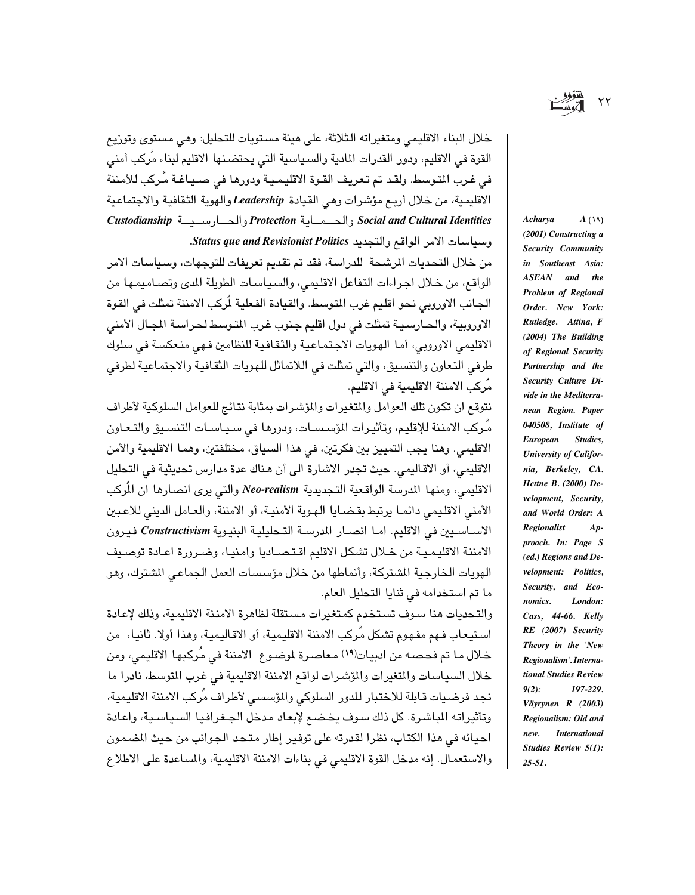خلال البناء الاقليمي ومتغيراته الثلاثة، على هيئة مستويات للتحليل: وهي مستوى وتوزيع القوة في الاقليم، ودور القدرات المادية والسياسية التي يحتضنها الاقليم لبناء مُركب أمني في غرب المتوسط. ولقد تم تعريف القوة الاقليمية ودورها في صياغة مُركب للأمننة الاقليمية، من خلال أربع مؤشرات وهي القيادة ***Leadership*** والهوية الثقافية والاجتماعية ***Social and Cultural Identities*** والحماية ***Protection*** والحارسية ***Custodianship*** وسياسات الامر الواقع والتجديد ***Status que and Revisionist Politics.***

من خلال التحديات المرشحة للدراسة، فقد تم تقديم تعريفات للتوجهات، وسياسات الامر الواقع، من خلال اجراءات التفاعل الاقليمي، والسياسات الطويلة المدى وتصاميمها من الجانب الاوروبي نحو اقليم غرب المتوسط. والقيادة الفعلية لمُركب الامننة تمثلت في القوة الاوروبية، والحارسية تمثلت في دول اقليم جنوب غرب المتوسط لحراسة المجال الأمني الاقليمي الاوروبي، أما الهويات الاجتماعية والثقافية للنظامين فهي منعكسة في سلوك طرفي التعاون والتنسيق، والتي تمثلت في اللاتماثل للهويات الثقافية والاجتماعية لطرفي مُركب الامننة الاقليمية في الاقليم.

نتوقع ان تكون تلك العوامل والمتغيرات والمؤشرات بمثابة نتائج للعوامل السلوكية لأطراف مُركب الامننة للإقليم، وتأثيرات المؤسسات، ودورها في سياسات التنسيق والتعاون الاقليمي. وهنا يجب التمييز بين فكرتين، في هذا السياق، مختلفتين، وهما الاقليمية والأمن الاقليمي، أو الاقاليمي. حيث تجدر الاشارة الى أن هناك عدة مدارس تحديثية في التحليل الاقليمي، ومنها المدرسة الواقعية التجديدية ***Neo-realism*** والتي يرى انصارها ان المُركب الأمني الاقليمي دائما يرتبط بقضايا الهوية الأمنية، أو الامننة، والعامل الديني للاعبين الاساسيين في الاقليم. اما انصار المدرسة التحليلية البنيوية ***Constructivism*** فيرون الامننة الاقليمية من خلال تشكل الاقليم اقتصاديا وامنيا، وضرورة اعادة توصيف الهويات الخارجية المشتركة، وأنماطها من خلال مؤسسات العمل الجماعي المشترك، وهو ما تم استخدامه في ثنايا التحليل العام.

والتحديات هنا سوف تستخدم كمتغيرات مستقلة لظاهرة الامننة الاقليمية، وذلك لإعادة استيعاب فهم مفهوم تشكل مُركب الامننة الاقليمية، أو الاقاليمية، وهذا أولا. ثانيا، من خلال ما تم فحصه من ادبيات[19] معاصرة لموضوع الامننة في مُركبها الاقليمي، ومن خلال السياسات والمتغيرات والمؤشرات لواقع الامننة الاقليمية في غرب المتوسط، نادرا ما نجد فرضيات قابلة للاختبار للدور السلوكي والمؤسسي لأطراف مُركب الامننة الاقليمية، وتأثيراته المباشرة. كل ذلك سوف يخضع لإبعاد مدخل الجغرافيا السياسية، واعادة احيائه في هذا الكتاب، نظرا لقدرته على توفير إطار متحد الجوانب من حيث المضمون والاستعمال. إنه مدخل القوة الاقليمي في بناءات الامننة الاقليمية، والمساعدة على الاطلاع

---

(19) ***Acharya A (2001) Constructing a Security Community in Southeast Asia: ASEAN and the Problem of Regional Order. New York: Rutledge. Attina, F (2004) The Building of Regional Security Partnership and the Security Culture Divide in the Mediterranean Region. Paper 040508, Institute of European Studies, University of California, Berkeley, CA. Hettne B. (2000) Development, Security, and World Order: A Regionalist Approach. In: Page S (ed.) Regions and Development: Politics, Security, and Economics. London: Cass, 44-66. Kelly RE (2007) Security Theory in the 'New Regionalism'. International Studies Review 9(2): 197-229. Väyrynen R (2003) Regionalism: Old and new. International Studies Review 5(1): 25-51.***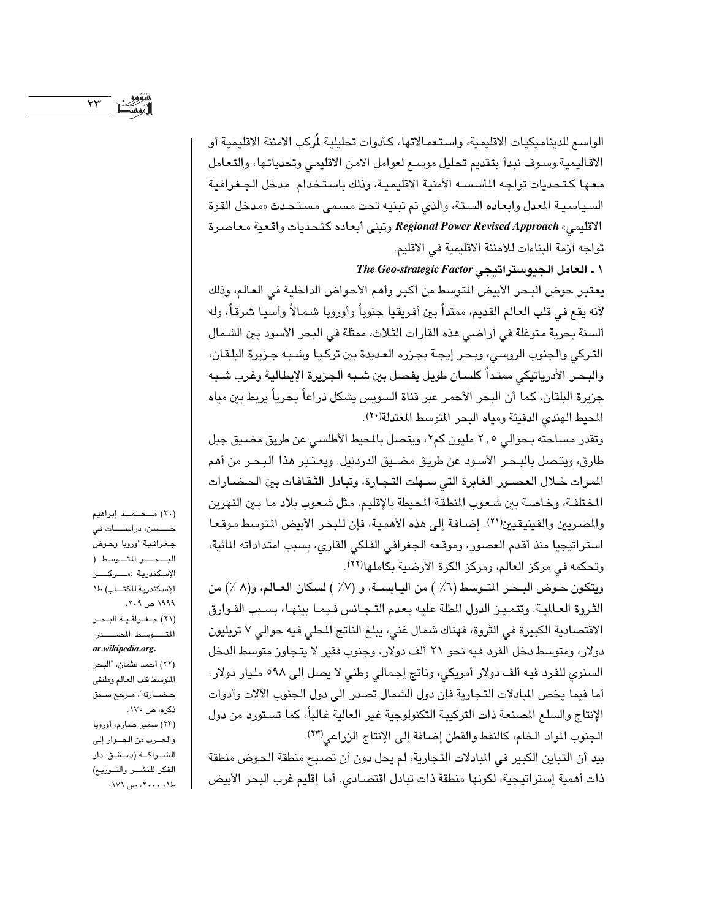الواسع للديناميكيات الاقليمية، واستعمالاتها، كأدوات تحليلية لمُركب الامننة الاقليمية أو الاقاليمية.وسوف نبدأ بتقديم تحليل موسع لعوامل الامن الاقليمي وتحدياتها، والتعامل معها كتحديات تواجه المأسسه الأمنية الاقليمية، وذلك باستخدام مدخل الجغرافية السياسية المعدل وابعاده الستة، والذي تم تبنيه تحت مسمى مستحدث «مدخل القوة الاقليمي» *Regional Power Revised Approach* وتبنى أبعاده كتحديات واقعية معاصرة تواجه أزمة البناءات للأمننة الاقليمية في الاقليم.

### ١ ـ العامل الجيوستراتيجي *The Geo-strategic Factor*

يعتبر حوض البحر الأبيض المتوسط من أكبر وأهم الأحواض الداخلية في العالم، وذلك لأنه يقع في قلب العالم القديم، ممتداً بين أفريقيا جنوباً وأوروبا شمالاً وآسيا شرقاً، وله ألسنة بحرية متوغلة في أراضي هذه القارات الثلاث، ممثلة في البحر الأسود بين الشمال التركي والجنوب الروسي، وبحر إيجة بجزره العديدة بين تركيا وشبه جزيرة البلقان، والبحر الأدرياتيكي ممتداً كلسان طويل يفصل بين شبه الجزيرة الإيطالية وغرب شبه جزيرة البلقان، كما أن البحر الأحمر عبر قناة السويس يشكل ذراعاً بحرياً يربط بين مياه المحيط الهندي الدفيئة ومياه البحر المتوسط المعتدلة[٢٠].

وتقدر مساحته بحوالي ٢,٥ مليون كم٢، ويتصل بالمحيط الأطلسي عن طريق مضيق جبل طارق، ويتصل بالبحر الأسود عن طريق مضيق الدردنيل. ويعتبر هذا البحر من أهم الممرات خلال العصور الغابرة التي سهلت التجارة، وتبادل الثقافات بين الحضارات المختلفة، وخاصة بين شعوب المنطقة المحيطة بالإقليم، مثل شعوب بلاد ما بين النهرين والمصريين والفينيقيين[٢١]. إضافة إلى هذه الأهمية، فإن للبحر الأبيض المتوسط موقعا استراتيجيا منذ أقدم العصور، وموقعه الجغرافي الفلكي القاري، بسبب امتداداته المائية، وتحكمه في مركز العالم، ومركز الكرة الأرضية بكاملها[٢٢].

ويتكون حوض البحر المتوسط (٦٪) من اليابسة، و (٧٪) لسكان العالم، و(٨ ٪) من الثروة العالمية. وتتميز الدول المطلة عليه بعدم التجانس فيما بينها، بسبب الفوارق الاقتصادية الكبيرة في الثروة، فهناك شمال غني، يبلغ الناتج المحلي فيه حوالي ٧ تريليون دولار، ومتوسط دخل الفرد فيه نحو ٢١ ألف دولار، وجنوب فقير لا يتجاوز متوسط الدخل السنوي للفرد فيه ألف دولار أمريكي، وناتج إجمالي وطني لا يصل إلى ٥٩٨ مليار دولار. أما فيما يخص المبادلات التجارية فإن دول الشمال تصدر الى دول الجنوب الآلات وأدوات الإنتاج والسلع المصنعة ذات التركيبة التكنولوجية غير العالية غالباً، كما تستورد من دول الجنوب المواد الخام، كالنفط والقطن إضافة إلى الإنتاج الزراعي[٢٣].

بيد أن التباين الكبير في المبادلات التجارية، لم يحل دون أن تصبح منطقة الحوض منطقة ذات أهمية إستراتيجية، لكونها منطقة ذات تبادل اقتصادي. أما إقليم غرب البحر الأبيض

---

(٢٠) محمد إبراهيم حسن، دراسات في جغرافية أوروبا وحوض البحر المتوسط (الإسكندرية :مركز الإسكندرية للكتاب) ط١ ١٩٩٩ ص ٢٠٩.

(٢١) جغرافية البحر المتوسط المصدر: *ar.wikipedia.org*.

(٢٢) أحمد عثمان، "البحر المتوسط قلب العالم وملتقى حضارته"، مرجع سبق ذكره، ص ١٧٥.

(٢٣) سمير صارم، أوروبا والعرب من الحوار إلى الشراكة (دمشق: دار الفكر للنشر والتوزيع) ط١، ٢٠٠٠، ص ١٧١.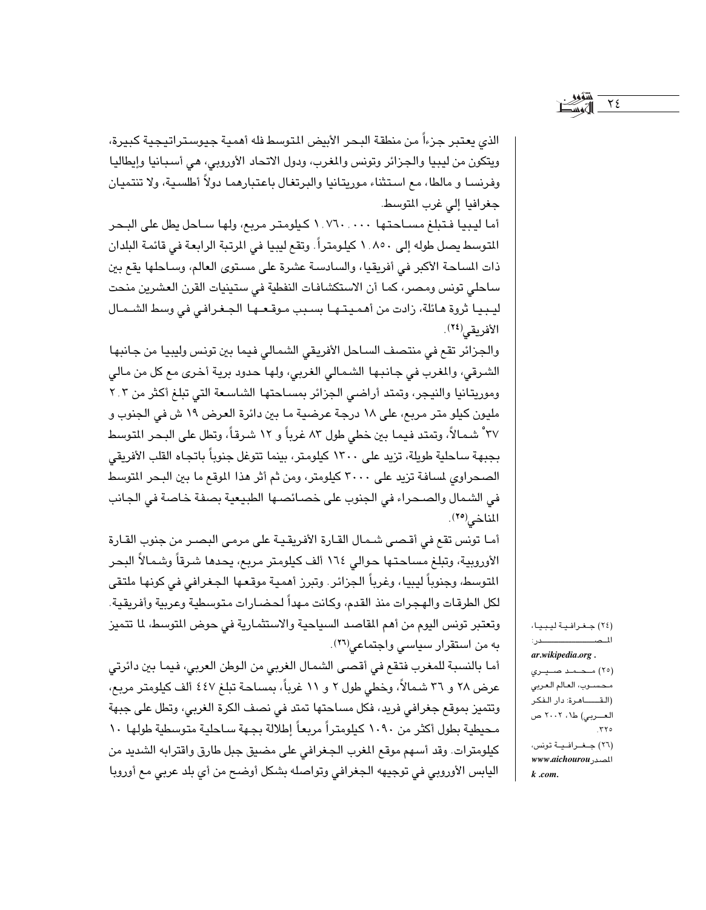الذي يعتبر جزءاً من منطقة البحر الأبيض المتوسط فله أهمية جيوستراتيجية كبيرة، ويتكون من ليبيا والجزائر وتونس والمغرب، ودول الاتحاد الأوروبي، هي أسبانيا وإيطاليا وفرنسا و مالطا، مع استثناء موريتانيا والبرتغال باعتبارهما دولاً أطلسية، ولا تنتميان جغرافيا إلي غرب المتوسط.

أما ليبيا فتبلغ مساحتها ١.٧٦٠.٠٠٠ كيلومتر مربع، ولها ساحل يطل على البحر المتوسط يصل طوله إلى ١.٨٥٠ كيلومتراً. وتقع ليبيا في المرتبة الرابعة في قائمة البلدان ذات المساحة الأكبر في أفريقيا، والسادسة عشرة على مستوى العالم، وساحلها يقع بين ساحلي تونس ومصر، كما أن الاستكشافات النفطية في ستينيات القرن العشرين منحت ليبيا ثروة هائلة، زادت من أهميتها بسبب موقعها الجغرافي في وسط الشمال الأفريقي[٢٤].

والجزائر تقع في منتصف الساحل الأفريقي الشمالي فيما بين تونس وليبيا من جانبها الشرقي، والمغرب في جانبها الشمالي الغربي، ولها حدود برية أخرى مع كل من مالي وموريتانيا والنيجر، وتمتد أراضي الجزائر بمساحتها الشاسعة التي تبلغ أكثر من ٢.٣ مليون كيلو متر مربع، على ١٨ درجة عرضية ما بين دائرة العرض ١٩ ش في الجنوب و ٣٧° شمالاً، وتمتد فيما بين خطي طول ٨٣ غرباً و ١٢ شرقاً، وتطل على البحر المتوسط بجبهة ساحلية طويلة، تزيد على ١٣٠٠ كيلومتر، بينما تتوغل جنوباً باتجاه القلب الأفريقي الصحراوي لمسافة تزيد على ٣٠٠٠ كيلومتر، ومن ثم أثر هذا الموقع ما بين البحر المتوسط في الشمال والصحراء في الجنوب على خصائصها الطبيعية بصفة خاصة في الجانب المناخي[٢٥].

أما تونس تقع في أقصى شمال القارة الأفريقية على مرمى البصر من جنوب القارة الأوروبية، وتبلغ مساحتها حوالي ١٦٤ ألف كيلومتر مربع، يحدها شرقاً وشمالاً البحر المتوسط، وجنوباً ليبيا، وغرباً الجزائر. وتبرز أهمية موقعها الجغرافي في كونها ملتقى لكل الطرقات والهجرات منذ القدم، وكانت مهداً لحضارات متوسطية وعربية وأفريقية. وتعتبر تونس اليوم من أهم المقاصد السياحية والاستثمارية في حوض المتوسط، لما تتميز به من استقرار سياسي واجتماعي[٢٦].

أما بالنسبة للمغرب فتقع في أقصى الشمال الغربي من الوطن العربي، فيما بين دائرتي عرض ٢٨ و ٣٦ شمالاً، وخطي طول ٢ و ١١ غرباً، بمساحة تبلغ ٤٤٧ ألف كيلومتر مربع، وتتميز بموقع جغرافي فريد، فكل مساحتها تمتد في نصف الكرة الغربي، وتطل على جبهة محيطية بطول أكثر من ١٠٩٠ كيلومتراً مربعاً إطلالة بجهة ساحلية متوسطية طولها ١٠ كيلومترات. وقد أسهم موقع المغرب الجغرافي على مضيق جبل طارق واقترابه الشديد من اليابس الأوروبي في توجيهه الجغرافي وتواصله بشكل أوضح من أي بلد عربي مع أوروبا

---

(٢٤) جغرافية ليبيا، المصدر: ar.wikipedia.org .

(٢٥) محمد صبري محسوب، العالم العربي (القاهرة: دار الفكر العربي) ط١، ٢٠٠٢ ص ٣٢٥.

(٢٦) جغرافية تونس، المصدر www.aichourouk .com.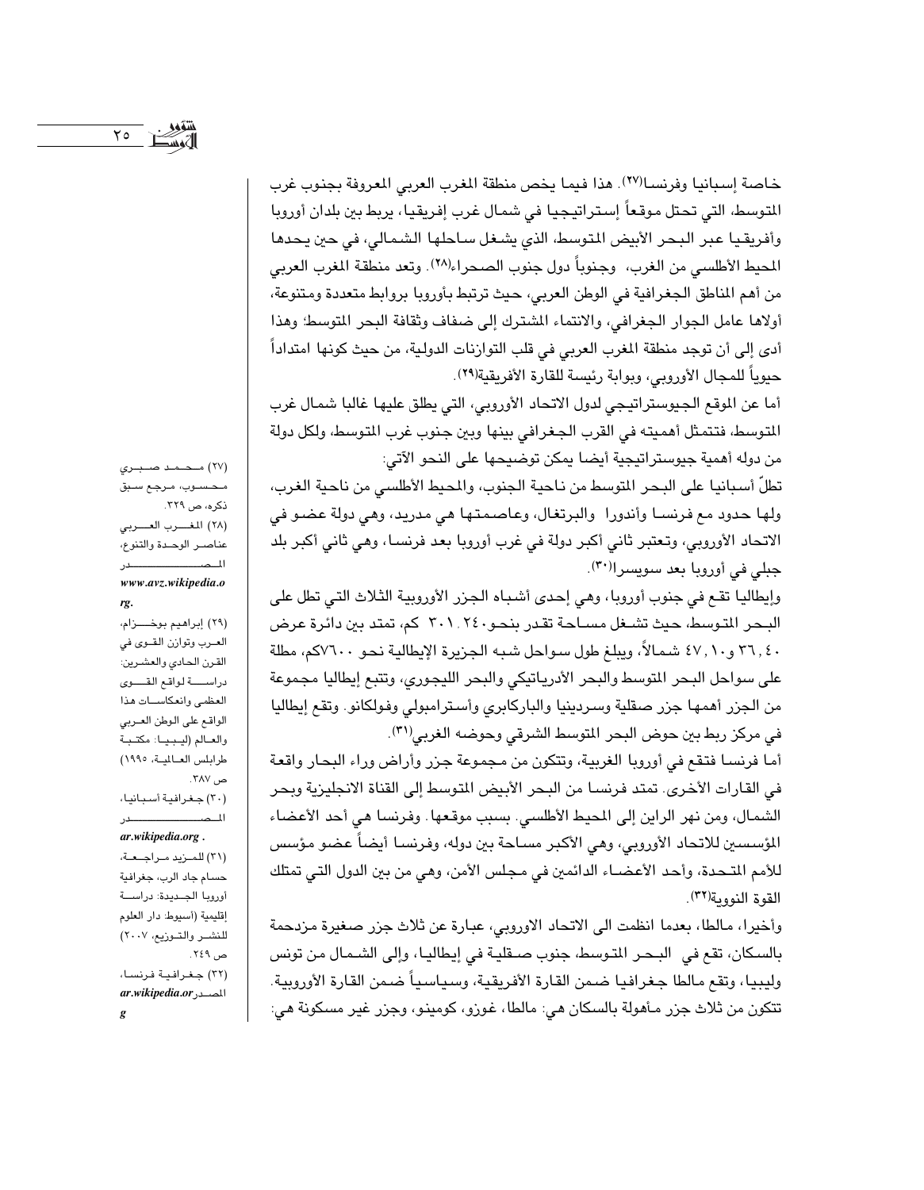خاصة إسبانيا وفرنسا[٢٧]. هذا فيما يخص منطقة المغرب العربي المعروفة بجنوب غرب المتوسط، التي تحتل موقعاً إستراتيجيا في شمال غرب إفريقيا، يربط بين بلدان أوروبا وأفريقيا عبر البحر الأبيض المتوسط، الذي يشغل ساحلها الشمالي، في حين يحدها المحيط الأطلسي من الغرب، وجنوباً دول جنوب الصحراء[٢٨]. وتعد منطقة المغرب العربي من أهم المناطق الجغرافية في الوطن العربي، حيث ترتبط بأوروبا بروابط متعددة ومتنوعة، أولاها عامل الجوار الجغرافي، والانتماء المشترك إلى ضفاف وثقافة البحر المتوسط؛ وهذا أدى إلى أن توجد منطقة المغرب العربي في قلب التوازنات الدولية، من حيث كونها امتداداً حيوياً للمجال الأوروبي، وبوابة رئيسة للقارة الأفريقية[٢٩].

أما عن الموقع الجيوستراتيجي لدول الاتحاد الأوروبي، التي يطلق عليها غالبا شمال غرب المتوسط، فتتمثل أهميته في القرب الجغرافي بينها وبين جنوب غرب المتوسط، ولكل دولة من دوله أهمية جيوستراتيجية أيضا يمكن توضيحها على النحو الآتي:

تطلّ أسبانيا على البحر المتوسط من ناحية الجنوب، والمحيط الأطلسي من ناحية الغرب، ولها حدود مع فرنسا وأندورا والبرتغال، وعاصمتها هي مدريد، وهي دولة عضو في الاتحاد الأوروبي، وتعتبر ثاني أكبر دولة في غرب أوروبا بعد فرنسا، وهي ثاني أكبر بلد جبلي في أوروبا بعد سويسرا[٣٠].

وإيطاليا تقع في جنوب أوروبا، وهي إحدى أشباه الجزر الأوروبية الثلاث التي تطل على البحر المتوسط، حيث تشغل مساحة تقدر بنحو٣٠١.٢٤٠ كم، تمتد بين دائرة عرض ٣٦,٤٠ و٤٧,١٠ شمالاً، ويبلغ طول سواحل شبه الجزيرة الإيطالية نحو ٧٦٠٠كم، مطلة على سواحل البحر المتوسط والبحر الأدرياتيكي والبحر الليجوري، وتتبع إيطاليا مجموعة من الجزر أهمها جزر صقلية وسردينيا والباركابري وأسترامبولي وفولكانو. وتقع إيطاليا في مركز ربط بين حوض البحر المتوسط الشرقي وحوضه الغربي[٣١].

أما فرنسا فتقع في أوروبا الغربية، وتتكون من مجموعة جزر وأراض وراء البحار واقعة في القارات الأخرى. تمتد فرنسا من البحر الأبيض المتوسط إلى القناة الانجليزية وبحر الشمال، ومن نهر الراين إلى المحيط الأطلسي. بسبب موقعها. وفرنسا هي أحد الأعضاء المؤسسين للاتحاد الأوروبي، وهي الأكبر مساحة بين دوله، وفرنسا أيضاً عضو مؤسس للأمم المتحدة، وأحد الأعضاء الدائمين في مجلس الأمن، وهي من بين الدول التي تمتلك القوة النووية[٣٢].

وأخيرا، مالطا، بعدما انظمت الى الاتحاد الاوروبي، عبارة عن ثلاث جزر صغيرة مزدحمة بالسكان، تقع في البحر المتوسط، جنوب صقلية في إيطاليا، وإلى الشمال من تونس وليبيا، وتقع مالطا جغرافيا ضمن القارة الأفريقية، وسياسياً ضمن القارة الأوروبية. تتكون من ثلاث جزر مأهولة بالسكان هي: مالطا، غوزو، كومينو، وجزر غير مسكونة هي:

---

(٢٧) محمد صبري محسوب، مرجع سبق ذكره، ص ٣٢٩.

(٢٨) المغرب العربي عناصر الوحدة والتنوع، المصدر *www.avz.wikipedia.org*.

(٢٩) إبراهيم بوخزام، العرب وتوازن القوى في القرن الحادي والعشرين: دراسة لواقع القوى العظمى وانعكاسات هذا الواقع على الوطن العربي والعالم (ليبيا: مكتبة طرابلس العالمية، ١٩٩٥) ص ٣٨٧.

(٣٠) جغرافية أسبانيا، المصدر *ar.wikipedia.org*.

(٣١) للمزيد مراجعة، حسام جاد الرب، جغرافية أوروبا الجديدة: دراسة إقليمية (أسيوط: دار العلوم للنشر والتوزيع، ٢٠٠٧) ص ٢٤٩.

(٣٢) جغرافية فرنسا، المصدر *ar.wikipedia.org*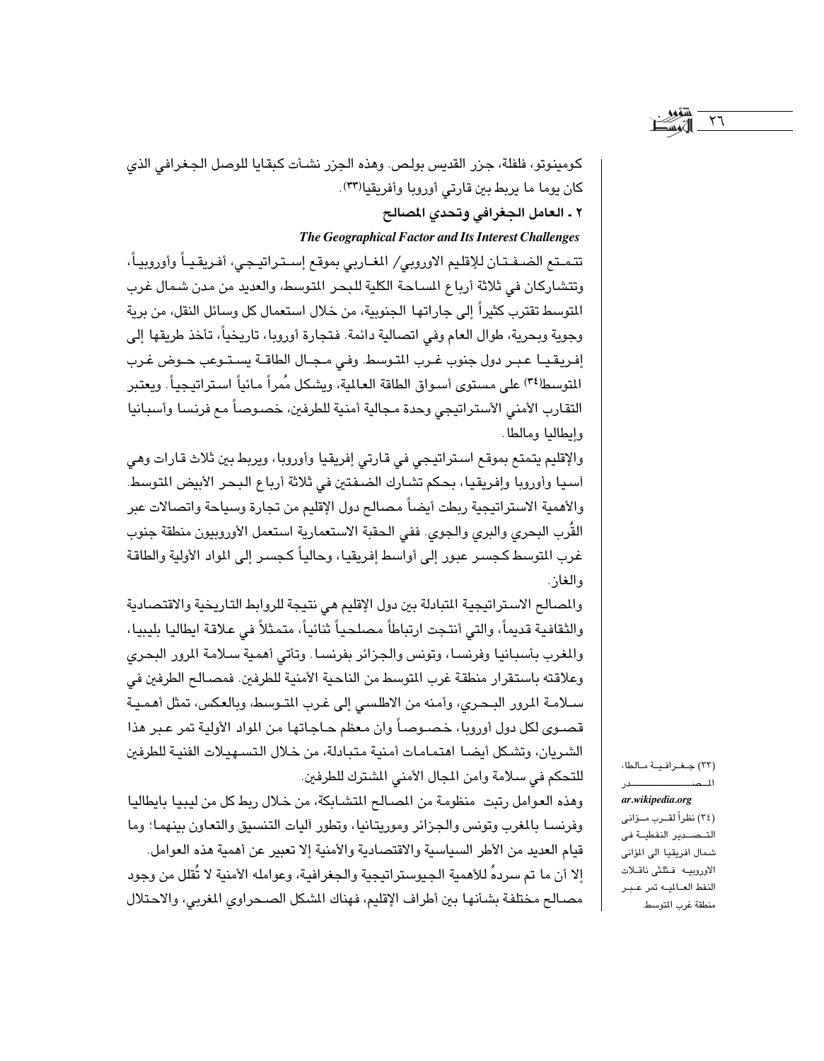كومينوتو، فلفلة، جزر القديس بولص. وهذه الجزر نشأت كبقايا للوصل الجغرافي الذي كان يوما ما يربط بين قارتي أوروبا وأفريقيا[٣٣].

### ٢ ـ العامل الجغرافي وتحدي المصالح

***The Geographical Factor and Its Interest Challenges***

تتمتع الضفتان للإقليم الاوروبي/ المغاربي بموقع إستراتيجي، أفريقياً وأوروبياً، وتتشاركان في ثلاثة أرباع المساحة الكلية للبحر المتوسط، والعديد من مدن شمال غرب المتوسط تقترب كثيراً إلى جاراتها الجنوبية، من خلال استعمال كل وسائل النقل، من برية وجوية وبحرية، طوال العام وفي اتصالية دائمة. فتجارة أوروبا، تاريخياً، تأخذ طريقها إلى إفريقيا عبر دول جنوب غرب المتوسط. وفي مجال الطاقة يستوعب حوض غرب المتوسط[٣٤] على مستوى أسواق الطاقة العالمية، ويشكل مُمراً مائياً استراتيجياً. ويعتبر التقارب الأمني الأستراتيجي وحدة مجالية أمنية للطرفين، خصوصاً مع فرنسا وأسبانيا وإيطاليا ومالطا.

والإقليم يتمتع بموقع استراتيجي في قارتي إفريقيا وأوروبا، ويربط بين ثلاث قارات وهي آسيا وأوروبا وإفريقيا، بحكم تشارك الضفتين في ثلاثة أرباع البحر الأبيض المتوسط. والأهمية الاستراتيجية ربطت أيضاً مصالح دول الإقليم من تجارة وسياحة واتصالات عبر القُرب البحري والبري والجوي. ففي الحقبة الاستعمارية استعمل الأوروبيون منطقة جنوب غرب المتوسط كجسر عبور إلى أواسط إفريقيا، وحالياً كجسر إلى المواد الأولية والطاقة والغاز.

والمصالح الاستراتيجية المتبادلة بين دول الإقليم هي نتيجة للروابط التاريخية والاقتصادية والثقافية قديماً، والتي أنتجت ارتباطاً مصلحياً ثنائياً، متمثلاً في علاقة ايطاليا بليبيا، والمغرب بأسبانيا وفرنسا، وتونس والجزائر بفرنسا. وتأتي أهمية سلامة المرور البحري وعلاقته باستقرار منطقة غرب المتوسط من الناحية الأمنية للطرفين. فمصالح الطرفين في سلامة المرور البحري، وأمنه من الاطلسي إلى غرب المتوسط، وبالعكس، تمثل أهمية قصوى لكل دول أوروبا، خصوصاً وان معظم حاجاتها من المواد الأولية تمر عبر هذا الشريان، وتشكل أيضا اهتمامات أمنية متبادلة، من خلال التسهيلات الفنية للطرفين للتحكم في سلامة وامن المجال الأمني المشترك للطرفين.

وهذه العوامل رتبت منظومة من المصالح المتشابكة، من خلال ربط كل من ليبيا بايطاليا وفرنسا بالمغرب وتونس والجزائر وموريتانيا، وتطور آليات التنسيق والتعاون بينهما؛ وما قيام العديد من الأطر السياسية والاقتصادية والأمنية إلا تعبير عن أهمية هذه العوامل.

إلا أن ما تم سردهُ للأهمية الجيوستراتيجية والجغرافية، وعوامله الأمنية لا تُقلل من وجود مصالح مختلفة بشأنها بين أطراف الإقليم، فهناك المشكل الصحراوي المغربي، والاحتلال

---

(٣٣) جغرافية مالطا، المصدر *ar.wikipedia.org*

(٣٤) نظراً لقرب موانى التصدير النفطية فى شمال افريقيا الى الموانى الاوروبيه فثلثى ناقلات النفط العالميه تمر عبر منطقة غرب المتوسط.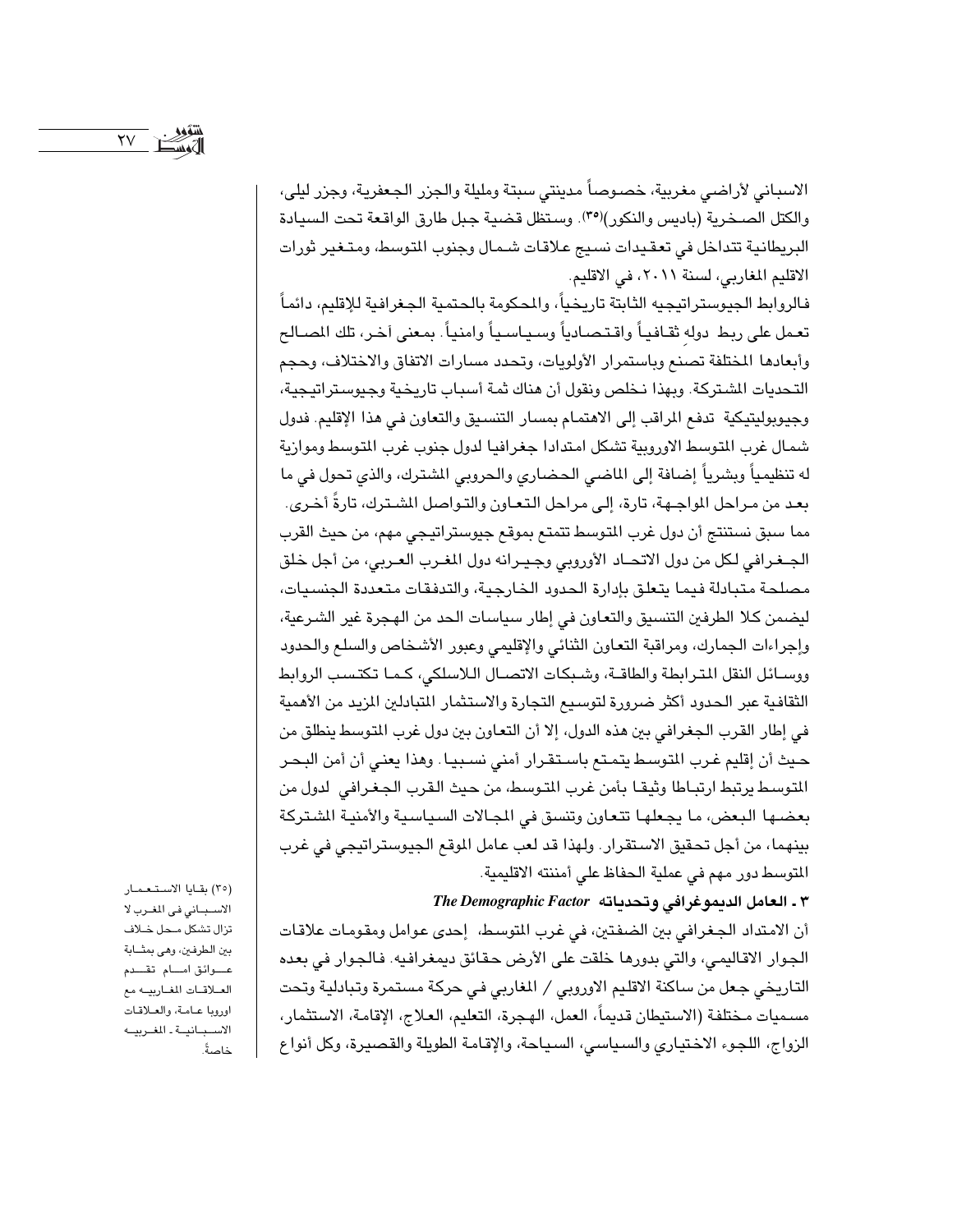الاسباني لأراضي مغربية، خصوصاً مدينتي سبتة ومليلة والجزر الجعفرية، وجزر ليلى، والكتل الصخرية (باديس والنكور)[٣٥]. وستظل قضية جبل طارق الواقعة تحت السيادة البريطانية تتداخل في تعقيدات نسيج علاقات شمال وجنوب المتوسط، ومتغير ثورات الاقليم المغاربي، لسنة ٢٠١١، في الاقليم.

فالروابط الجيوستراتيجيه الثابتة تاريخياً، والمحكومة بالحتمية الجغرافية للإقليم، دائماً تعمل على ربط دوله ثقافياً واقتصادياً وسياسياً وامنياً. بمعنى آخر، تلك المصالح وأبعادها المختلفة تصنع وباستمرار الأولويات، وتحدد مسارات الاتفاق والاختلاف، وحجم التحديات المشتركة. وبهذا نخلص ونقول أن هناك ثمة أسباب تاريخية وجيوستراتيجية، وجيوبوليتيكية تدفع المراقب إلى الاهتمام بمسار التنسيق والتعاون في هذا الإقليم. فدول شمال غرب المتوسط الاوروبية تشكل امتدادا جغرافيا لدول جنوب غرب المتوسط وموازية له تنظيمياً وبشرياً إضافة إلى الماضي الحضاري والحروبي المشترك، والذي تحول في ما بعد من مراحل المواجهة، تارة، إلى مراحل التعاون والتواصل المشترك، تارةً أخرى.

مما سبق نستنتج أن دول غرب المتوسط تتمتع بموقع جيوستراتيجي مهم، من حيث القرب الجغرافي لكل من دول الاتحاد الأوروبي وجيرانه دول المغرب العربي، من أجل خلق مصلحة متبادلة فيما يتعلق بإدارة الحدود الخارجية، والتدفقات متعددة الجنسيات، ليضمن كلا الطرفين التنسيق والتعاون في إطار سياسات الحد من الهجرة غير الشرعية، وإجراءات الجمارك، ومراقبة التعاون الثنائي والإقليمي وعبور الأشخاص والسلع والحدود ووسائل النقل المترابطة والطاقة، وشبكات الاتصال اللاسلكي، كما تكتسب الروابط الثقافية عبر الحدود أكثر ضرورة لتوسيع التجارة والاستثمار المتبادلين المزيد من الأهمية في إطار القرب الجغرافي بين هذه الدول، إلا أن التعاون بين دول غرب المتوسط ينطلق من حيث أن إقليم غرب المتوسط يتمتع باستقرار أمني نسبيا. وهذا يعني أن أمن البحر المتوسط يرتبط ارتباطا وثيقا بأمن غرب المتوسط، من حيث القرب الجغرافي لدول من بعضها البعض، ما يجعلها تتعاون وتنسق في المجالات السياسية والأمنية المشتركة بينهما، من أجل تحقيق الاستقرار. ولهذا قد لعب عامل الموقع الجيوستراتيجي في غرب المتوسط دور مهم في عملية الحفاظ على أمننته الاقليمية.

### ٣ ـ العامل الديموغرافي وتحدياته *The Demographic Factor*

أن الامتداد الجغرافي بين الضفتين، في غرب المتوسط، إحدى عوامل ومقومات علاقات الجوار الاقاليمي، والتي بدورها خلقت على الأرض حقائق ديمغرافيه. فالجوار في بعده التاريخي جعل من ساكنة الاقليم الاوروبي / المغاربي في حركة مستمرة وتبادلية وتحت مسميات مختلفة (الاستيطان قديماً، العمل، الهجرة، التعليم، العلاج، الإقامة، الاستثمار، الزواج، اللجوء الاختياري والسياسي، السياحة، والإقامة الطويلة والقصيرة، وكل أنواع

---

(٣٥) بقايا الاستعمار الاسباني في المغرب لا تزال تشكل محل خلاف بين الطرفين، وهي بمثابة عوائق امام تقدم العلاقات المغاربية مع اوروبا عامة، والعلاقات الاسبانية ـ المغربية خاصةً.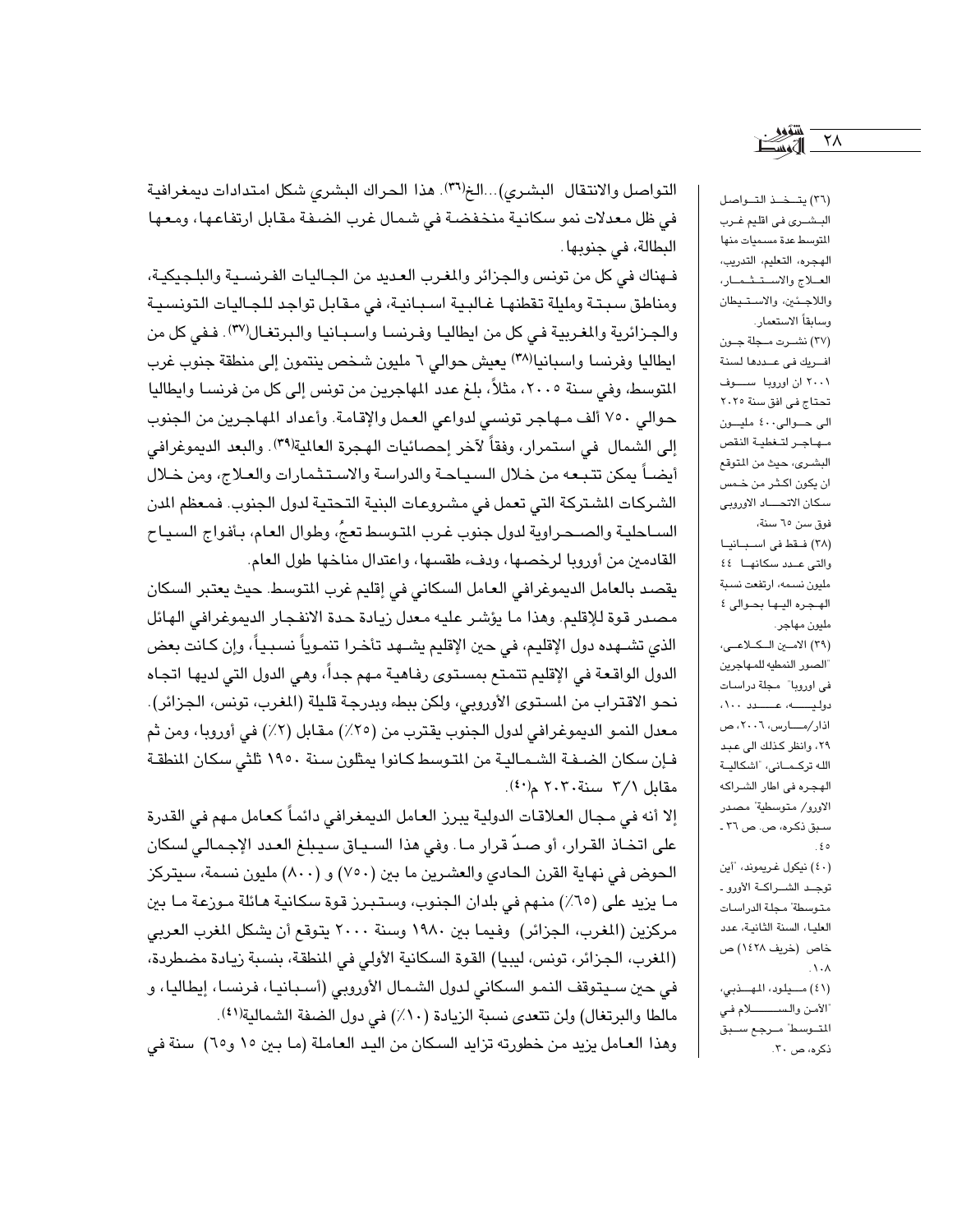التواصل والانتقال البشري)...الخ[36]. هذا الحراك البشري شكل امتدادات ديمغرافية في ظل معدلات نمو سكانية منخفضة في شمال غرب الضفة مقابل ارتفاعها، ومعها البطالة، في جنوبها.

فهناك في كل من تونس والجزائر والمغرب العديد من الجاليات الفرنسية والبلجيكية، ومناطق سبتة ومليلة تقطنها غالبية اسبانية، في مقابل تواجد للجاليات التونسية والجزائرية والمغربية في كل من ايطاليا وفرنسا واسبانيا والبرتغال[37]. ففي كل من ايطاليا وفرنسا واسبانيا[38] يعيش حوالي ٦ مليون شخص ينتمون إلى منطقة جنوب غرب المتوسط، وفي سنة ٢٠٠٥، مثلاً، بلغ عدد المهاجرين من تونس إلى كل من فرنسا وايطاليا حوالي ٧٥٠ ألف مهاجر تونسي لدواعي العمل والإقامة. وأعداد المهاجرين من الجنوب إلى الشمال في استمرار، وفقاً لآخر إحصائيات الهجرة العالمية[39]. والبعد الديموغرافي أيضاً يمكن تتبعه من خلال السياحة والدراسة والاستثمارات والعلاج، ومن خلال الشركات المشتركة التي تعمل في مشروعات البنية التحتية لدول الجنوب. فمعظم المدن الساحلية والصحراوية لدول جنوب غرب المتوسط تعجُ، وطوال العام، بأفواج السياح القادمين من أوروبا لرخصها، ودفء طقسها، واعتدال مناخها طول العام.

يقصد بالعامل الديموغرافي العامل السكاني في إقليم غرب المتوسط. حيث يعتبر السكان مصدر قوة للإقليم. وهذا ما يؤشر عليه معدل زيادة حدة الانفجار الديموغرافي الهائل الذي تشهده دول الإقليم، في حين الإقليم يشهد تأخرا تنموياً نسبياً، وإن كانت بعض الدول الواقعة في الإقليم تتمتع بمستوى رفاهية مهم جداً، وهي الدول التي لديها اتجاه نحو الاقتراب من المستوى الأوروبي، ولكن ببطء وبدرجة قليلة (المغرب، تونس، الجزائر). معدل النمو الديموغرافي لدول الجنوب يقترب من (٢٥٪) مقابل (٢٪) في أوروبا، ومن ثم فإن سكان الضفة الشمالية من المتوسط كانوا يمثلون سنة ١٩٥٠ ثلثي سكان المنطقة مقابل ٣/١ سنة ٢٠٣٠م[40].

إلا أنه في مجال العلاقات الدولية يبرز العامل الديمغرافي دائماً كعامل مهم في القدرة على اتخاذ القرار، أو صدّ قرار ما. وفي هذا السياق سيبلغ العدد الإجمالي لسكان الحوض في نهاية القرن الحادي والعشرين ما بين (٧٥٠) و (٨٠٠) مليون نسمة، سيتركز ما يزيد على (٦٥٪) منهم في بلدان الجنوب، وستبرز قوة سكانية هائلة موزعة ما بين مركزين (المغرب، الجزائر) وفيما بين ١٩٨٠ وسنة ٢٠٠٠ يتوقع أن يشكل المغرب العربي (المغرب، الجزائر، تونس، ليبيا) القوة السكانية الأولى في المنطقة، بنسبة زيادة مضطردة، في حين سيتوقف النمو السكاني لدول الشمال الأوروبي (أسبانيا، فرنسا، إيطاليا، و مالطا والبرتغال) ولن تتعدى نسبة الزيادة (١٠٪) في دول الضفة الشمالية[41].

وهذا العامل يزيد من خطورته تزايد السكان من اليد العاملة (ما بين ١٥ و٦٥) سنة في

---

(٣٦) يتخذ التواصل البشرى فى اقليم غرب المتوسط عدة مسميات منها الهجره، التعليم، التدريب، العلاج والاستثمار، واللاجئين، والاستيطان وسابقاً الاستعمار.

(٣٧) نشرت مجلة جون افريك فى عددها لسنة ٢٠٠١ ان اوروبا سوف تحتاج فى افق سنة ٢٠٢٥ الى حوالى ٤٠ مليون مهاجر لتغطية النقص البشرى، حيث من المتوقع ان يكون اكثر من خمس سكان الاتحاد الاوروبى فوق سن ٦٥ سنة،

(٣٨) فقط فى اسبانيا والتى عدد سكانها ٤٤ مليون نسمه، ارتفعت نسبة الهجره اليها بحوالى ٤ مليون مهاجر.

(٣٩) الامين الكلاعى، "الصور النمطيه للمهاجرين فى اوروبا" مجلة دراسات دوليه، عدد ١٠٠، اذار/مارس، ٢٠٠٦، ص ٢٩، وانظر كذلك الى عبد الله تركمانى، "اشكالية الهجره فى اطار الشراكه الاورو/ متوسطية" مصدر سبق ذكره، ص. ص ٣٦ - ٤٥.

(٤٠) نيكول غريموند، "اين توجد الشراكة الأورو - متوسطة" مجلة الدراسات العليا، السنة الثانية، عدد خاص (خريف ١٤٢٨) ص ١٠٨.

(٤١) ميلود، المهذبي، "الأمن والسلام في المتوسط" مرجع سبق ذكره، ص ٣٠.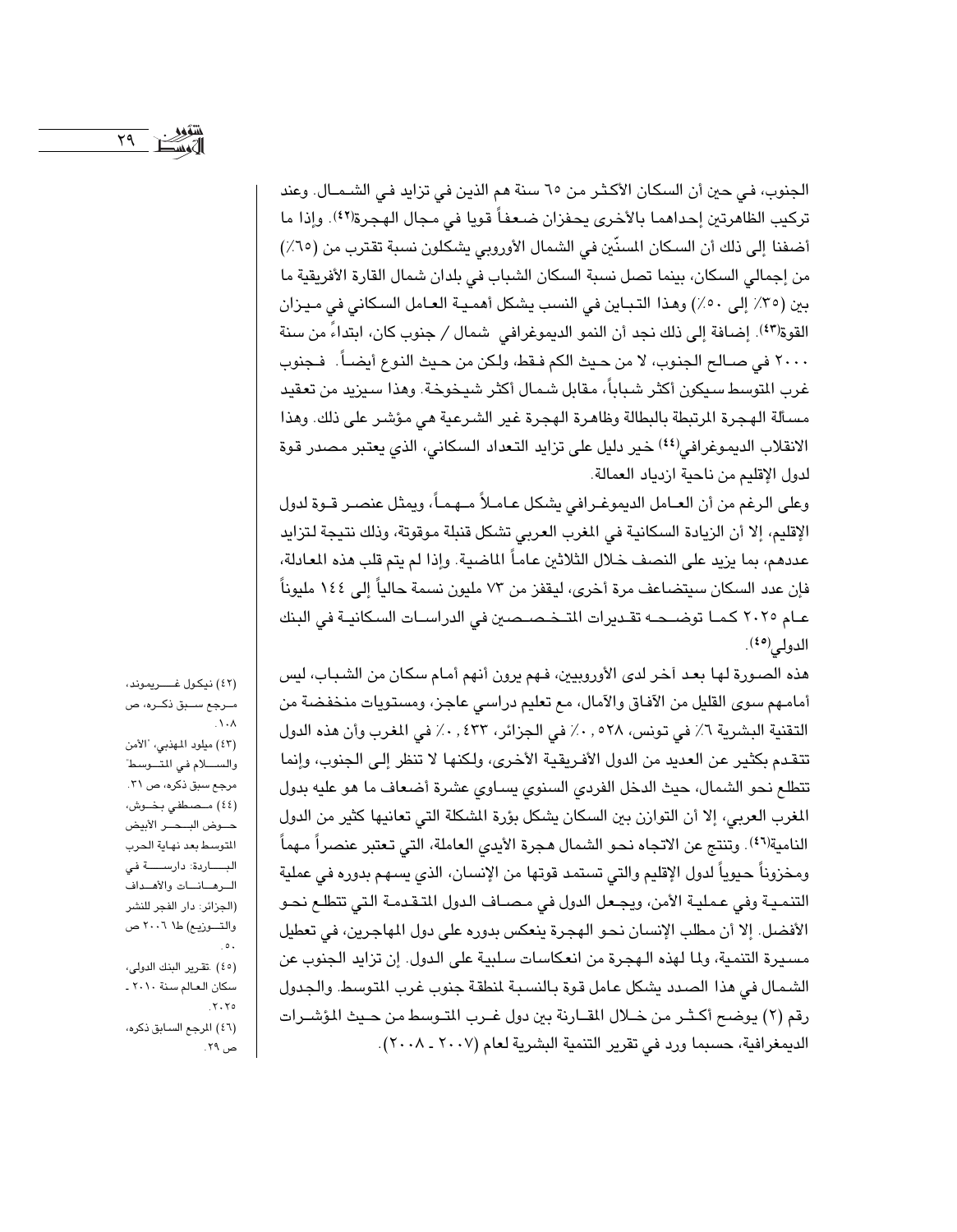الجنوب، في حين أن السكان الأكثر من ٦٥ سنة هم الذين في تزايد في الشمال. وعند تركيب الظاهرتين إحداهما بالأخرى يحفزان ضعفاً قويا في مجال الهجرة[٤٢]. وإذا ما أضفنا إلى ذلك أن السكان المسنّين في الشمال الأوروبي يشكلون نسبة تقترب من (٦٥٪) من إجمالي السكان، بينما تصل نسبة السكان الشباب في بلدان شمال القارة الأفريقية ما بين (٣٥٪ إلى ٥٠٪) وهذا التباين في النسب يشكل أهمية العامل السكاني في ميزان القوة[٤٣]. إضافة إلى ذلك نجد أن النمو الديموغرافي شمال / جنوب كان، ابتداءً من سنة ٢٠٠٠ في صالح الجنوب، لا من حيث الكم فقط، ولكن من حيث النوع أيضاً. فجنوب غرب المتوسط سيكون أكثر شباباً، مقابل شمال أكثر شيخوخة. وهذا سيزيد من تعقيد مسألة الهجرة المرتبطة بالبطالة وظاهرة الهجرة غير الشرعية هي مؤشر على ذلك. وهذا الانقلاب الديموغرافي[٤٤] خير دليل على تزايد التعداد السكاني، الذي يعتبر مصدر قوة لدول الإقليم من ناحية ازدياد العمالة.

وعلى الرغم من أن العامل الديموغرافي يشكل عاملاً مهماً، ويمثل عنصر قوة لدول الإقليم، إلا أن الزيادة السكانية في المغرب العربي تشكل قنبلة موقوتة، وذلك نتيجة لتزايد عددهم، بما يزيد على النصف خلال الثلاثين عاماً الماضية. وإذا لم يتم قلب هذه المعادلة، فإن عدد السكان سيتضاعف مرة أخرى، ليقفز من ٧٣ مليون نسمة حالياً إلى ١٤٤ مليوناً عام ٢٠٢٥ كما توضحه تقديرات المتخصصين في الدراسات السكانية في البنك الدولي[٤٥].

هذه الصورة لها بعد آخر لدى الأوروبيين، فهم يرون أنهم أمام سكان من الشباب، ليس أمامهم سوى القليل من الآفاق والآمال، مع تعليم دراسي عاجز، ومستويات منخفضة من التقنية البشرية ٦٪ في تونس، ٥٢٨, ٠٪ في الجزائر، ٤٣٣, ٠٪ في المغرب وأن هذه الدول تتقدم بكثير عن العديد من الدول الأفريقية الأخرى، ولكنها لا تنظر إلى الجنوب، وإنما تتطلع نحو الشمال، حيث الدخل الفردي السنوي يساوي عشرة أضعاف ما هو عليه بدول المغرب العربي، إلا أن التوازن بين السكان يشكل بؤرة المشكلة التي تعانيها كثير من الدول النامية[٤٦]. وتنتج عن الاتجاه نحو الشمال هجرة الأيدي العاملة، التي تعتبر عنصراً مهماً ومخزوناً حيوياً لدول الإقليم والتي تستمد قوتها من الإنسان، الذي يسهم بدوره في عملية التنمية وفي عملية الأمن، ويجعل الدول في مصاف الدول المتقدمة التي تتطلع نحو الأفضل. إلا أن مطلب الإنسان نحو الهجرة ينعكس بدوره على دول المهاجرين، في تعطيل مسيرة التنمية، ولما لهذه الهجرة من انعكاسات سلبية على الدول. إن تزايد الجنوب عن الشمال في هذا الصدد يشكل عامل قوة بالنسبة لمنطقة جنوب غرب المتوسط. والجدول رقم (٢) يوضح أكثر من خلال المقارنة بين دول غرب المتوسط من حيث المؤشرات الديمغرافية، حسبما ورد في تقرير التنمية البشرية لعام (٢٠٠٧ ـ ٢٠٠٨).

---

(٤٢) نيكول غريموند، مرجع سبق ذكره، ص ١٠٨.

(٤٣) ميلود المهذبي، 'الأمن والسلام في المتوسط' مرجع سبق ذكره، ص ٣١.

(٤٤) مصطفى بخوش، حوض البحر الأبيض المتوسط بعد نهاية الحرب الباردة: دارسة في الرهانات والأهداف (الجزائر: دار الفجر للنشر والتوزيع) ط١ ٢٠٠٦ ص ٥٠.

(٤٥) تقرير البنك الدولي، سكان العالم سنة ٢٠١٠ ـ ٢٠٢٥.

(٤٦) المرجع السابق ذكره، ص ٢٩.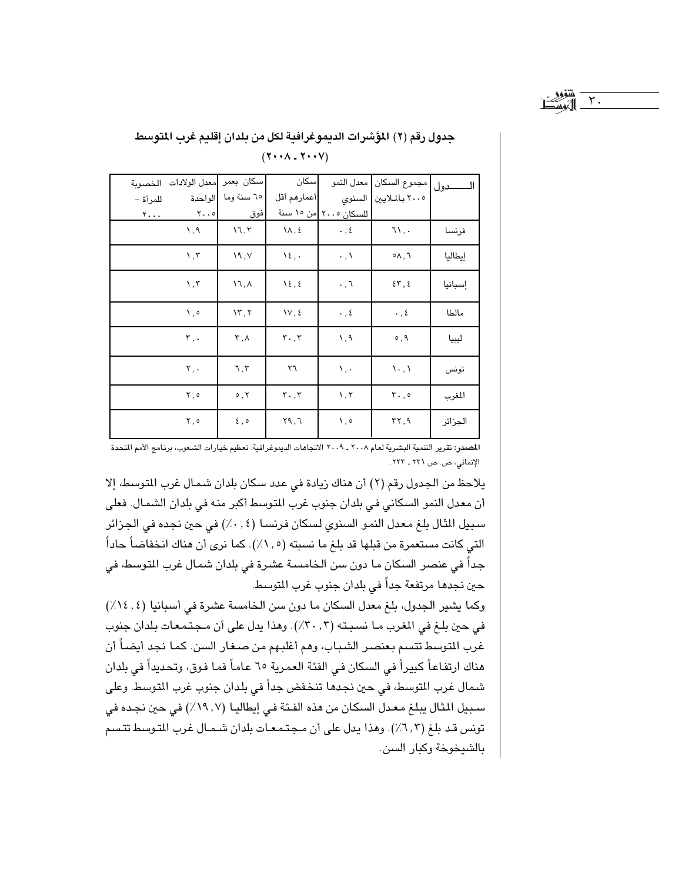## جدول رقم (٢) المؤشرات الديموغرافية لكل من بلدان إقليم غرب المتوسط (٢٠٠٧ ـ ٢٠٠٨)

| الـــــــدول | مجموع السكان ٢٠٠٥ بالملايين | معدل النمو السنوي للسكان ٢٠٠٥ | سكان أعمارهم أقل من ١٥ سنة | سكان بعمر ٦٥ سنة وما فوق | معدل الولادات الواحدة ٢٠٠٥ | الخصوبة للمرأة ـ ٢٠٠٠ |
|---|---|---|---|---|---|---|
| فرنسا | ٦١,٠ | ٠,٤ | ١٨,٤ | ١٦,٣ | ١,٩ | |
| إيطاليا | ٥٨,٦ | ٠,١ | ١٤,٠ | ١٩,٧ | ١,٣ | |
| إسبانيا | ٤٣,٤ | ٠,٦ | ١٤,٤ | ١٦,٨ | ١,٣ | |
| مالطا | ٠,٤ | ٠,٤ | ١٧,٤ | ١٣,٢ | ١,٥ | |
| ليبيا | ٥,٩ | ١,٩ | ٣٠,٣ | ٣,٨ | ٣,٠ | |
| تونس | ١٠,١ | ١,٠ | ٢٦ | ٦,٣ | ٢,٠ | |
| المغرب | ٣٠,٥ | ١,٢ | ٣٠,٣ | ٥,٢ | ٢,٥ | |
| الجزائر | ٣٢,٩ | ١,٥ | ٢٩,٦ | ٤,٥ | ٢,٥ | |

**المصدر:** تقرير التنمية البشرية لعام ٢٠٠٨ ـ ٢٠٠٩ الاتجاهات الديموغرافية: تعظيم خيارات الشعوب، برنامج الأمم المتحدة الإنمائي، ص. ص ٢٣١ ـ ٢٣٣.

يلاحظ من الجدول رقم (٢) أن هناك زيادة في عدد سكان بلدان شمال غرب المتوسط، إلا أن معدل النمو السكاني في بلدان جنوب غرب المتوسط أكبر منه في بلدان الشمال. فعلى سبيل المثال بلغ معدل النمو السنوي لسكان فرنسا (٠,٤٪) في حين نجده في الجزائر التي كانت مستعمرة من قبلها قد بلغ ما نسبته (١,٥٪). كما نرى أن هناك انخفاضاً حاداً جداً في عنصر السكان ما دون سن الخامسة عشرة في بلدان شمال غرب المتوسط، في حين نجدها مرتفعة جداً في بلدان جنوب غرب المتوسط.

وكما يشير الجدول، بلغ معدل السكان ما دون سن الخامسة عشرة في أسبانيا (١٤,٤٪) في حين بلغ في المغرب ما نسبته (٣٠,٣٪). وهذا يدل على أن مجتمعات بلدان جنوب غرب المتوسط تتسم بعنصر الشباب، وهم أغلبهم من صغار السن. كما نجد أيضاً أن هناك ارتفاعاً كبيراً في السكان في الفئة العمرية ٦٥ عاماً فما فوق، وتحديداً في بلدان شمال غرب المتوسط، في حين نجدها تنخفض جداً في بلدان جنوب غرب المتوسط. وعلى سبيل المثال يبلغ معدل السكان من هذه الفئة في إيطاليا (١٩,٧٪) في حين نجده في تونس قد بلغ (٦,٣٪). وهذا يدل على أن مجتمعات بلدان شمال غرب المتوسط تتسم بالشيخوخة وكبار السن.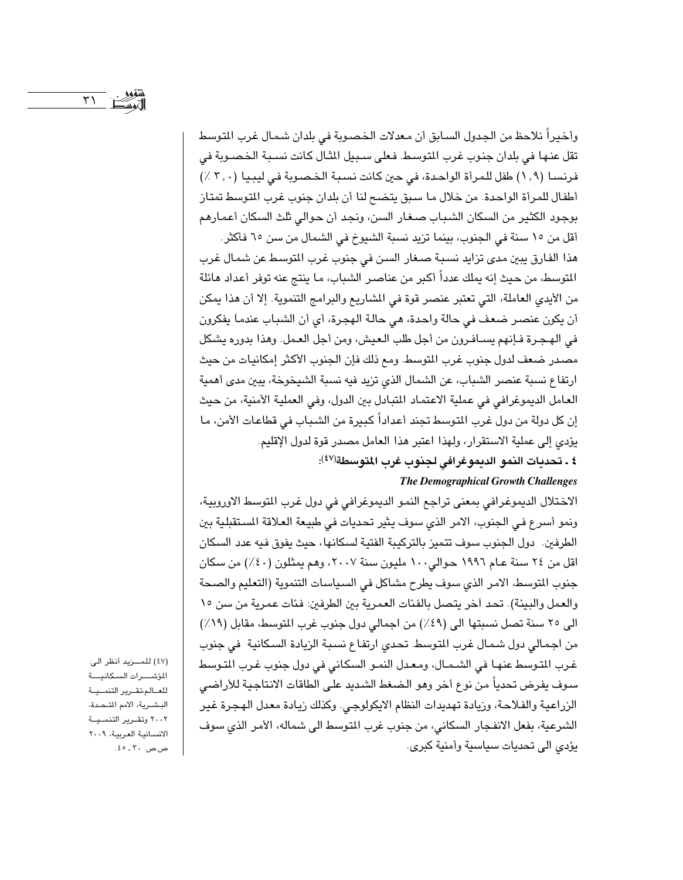وأخيراً نلاحظ من الجدول السابق أن معدلات الخصوبة في بلدان شمال غرب المتوسط تقل عنها في بلدان جنوب غرب المتوسط. فعلى سبيل المثال كانت نسبة الخصوبة في فرنسا (١,٩) طفل للمرأة الواحدة، في حين كانت نسبة الخصوبة في ليبيا (٣,٠ ٪) أطفال للمرأة الواحدة. من خلال ما سبق يتضح لنا أن بلدان جنوب غرب المتوسط تمتاز بوجود الكثير من السكان الشباب صغار السن، ونجد أن حوالي ثلث السكان أعمارهم أقل من ١٥ سنة في الجنوب، بينما تزيد نسبة الشيوخ في الشمال من سن ٦٥ فأكثر.

هذا الفارق يبين مدى تزايد نسبة صغار السن في جنوب غرب المتوسط عن شمال غرب المتوسط، من حيث إنه يملك عدداً أكبر من عناصر الشباب، ما ينتج عنه توفر أعداد هائلة من الأيدي العاملة، التي تعتبر عنصر قوة في المشاريع والبرامج التنموية. إلا أن هذا يمكن أن يكون عنصر ضعف في حالة واحدة، هي حالة الهجرة، أي أن الشباب عندما يفكرون في الهجرة فإنهم يسافرون من أجل طلب العيش، ومن أجل العمل. وهذا بدوره يشكل مصدر ضعف لدول جنوب غرب المتوسط. ومع ذلك فإن الجنوب الأكثر إمكانيات من حيث ارتفاع نسبة عنصر الشباب، عن الشمال الذي تزيد فيه نسبة الشيخوخة، يبين مدى أهمية العامل الديموغرافي في عملية الاعتماد المتبادل بين الدول، وفي العملية الأمنية، من حيث إن كل دولة من دول غرب المتوسط تجند أعداداً كبيرة من الشباب في قطاعات الأمن، ما يؤدي إلى عملية الاستقرار، ولهذا اعتبر هذا العامل مصدر قوة لدول الإقليم.

### ٤ ـ تحديات النمو الديموغرافي لجنوب غرب المتوسطة[٤٧]:

***The Demographical Growth Challenges***

الاختلال الديموغرافي بمعنى تراجع النمو الديموغرافي في دول غرب المتوسط الاوروبية، ونمو أسرع في الجنوب، الامر الذي سوف يثير تحديات في طبيعة العلاقة المستقبلية بين الطرفين. دول الجنوب سوف تتميز بالتركيبة الفتية لسكانها، حيث يفوق فيه عدد السكان اقل من ٢٤ سنة عام ١٩٩٦ حوالي١٠٠ مليون سنة ٢٠٠٧، وهم يمثلون (٤٠٪) من سكان جنوب المتوسط، الامر الذي سوف يطرح مشاكل في السياسات التنموية (التعليم والصحة والعمل والبيئة). تحد أخر يتصل بالفئات العمرية بين الطرفين: فئات عمرية من سن ١٥ الى ٢٥ سنة تصل نسبتها الى (٤٩٪) من اجمالي دول جنوب غرب المتوسط، مقابل (١٩٪) من اجمالي دول شمال غرب المتوسط. تحدي ارتفاع نسبة الزيادة السكانية في جنوب غرب المتوسط عنها في الشمال، ومعدل النمو السكاني في دول جنوب غرب المتوسط سوف يفرض تحدياً من نوع أخر وهو الضغط الشديد على الطاقات الانتاجية للأراضي الزراعية والفلاحة، وزيادة تهديدات النظام الايكولوجي. وكذلك زيادة معدل الهجرة غير الشرعية، بفعل الانفجار السكاني، من جنوب غرب المتوسط الى شماله، الأمر الذي سوف يؤدي الى تحديات سياسية وأمنية كبرى.

(٤٧) للمزيد أنظر الى: المؤشرات السكانية للعالم.تقرير التنمية البشرية، الامم المتحدة، ٢٠٠٢ وتقرير التنمية الانسانية العربية، ٢٠٠٩ ص.ص. ٣٠ ـ ٤٥.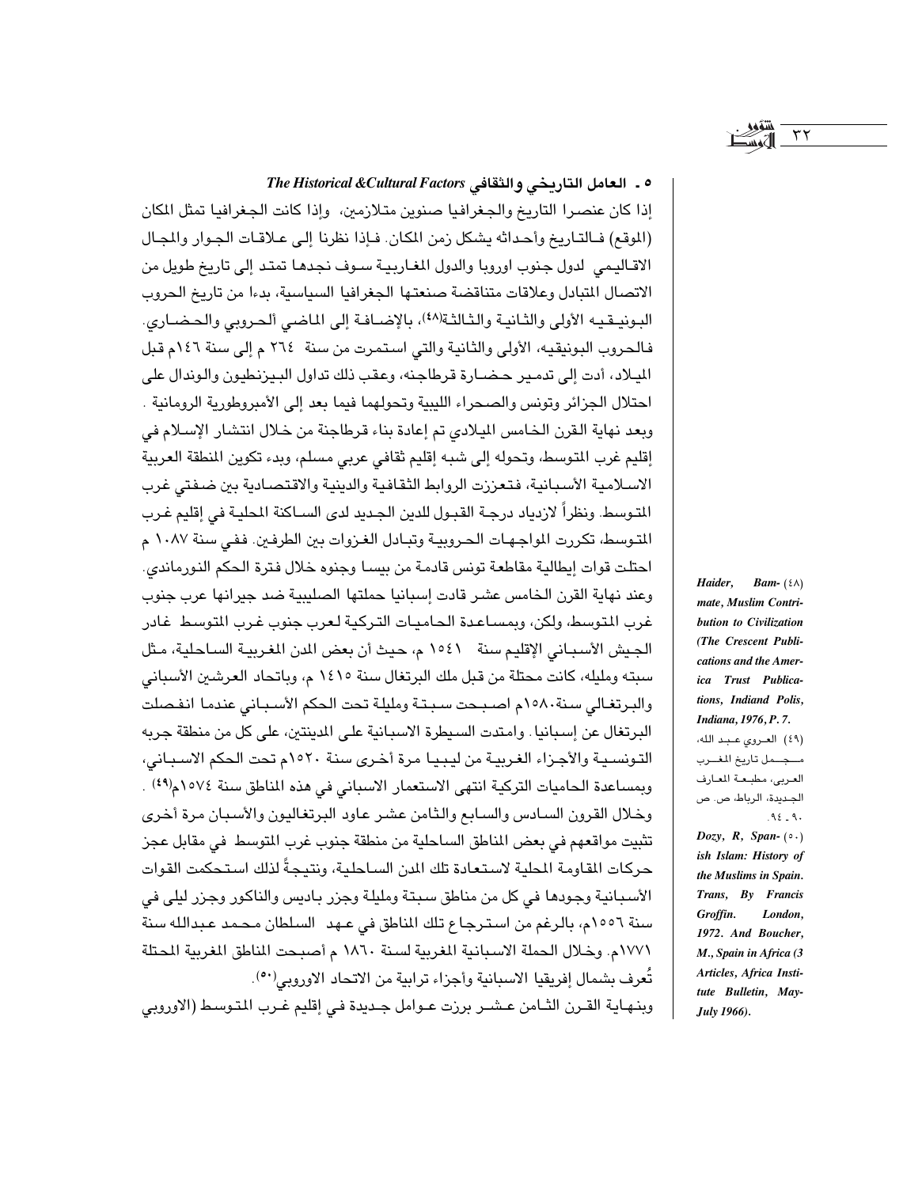### ٥ ـ العامل التاريخي والثقافي *The Historical &Cultural Factors*

إذا كان عنصرا التاريخ والجغرافيا صنوين متلازمين، وإذا كانت الجغرافيا تمثل المكان (الموقع) فالتاريخ وأحداثه يشكل زمن المكان. فإذا نظرنا إلى علاقات الجوار والمجال الاقليمي لدول جنوب اوروبا والدول المغاربية سوف نجدها تمتد إلى تاريخ طويل من الاتصال المتبادل وعلاقات متناقضة صنعتها الجغرافيا السياسية، بدءا من تاريخ الحروب البونيقيه الأولى والثانية والثالثة[٤٨]، بالإضافة إلى الماضي ألحروبي والحضاري. فالحروب البونيقيه، الأولى والثانية والتي استمرت من سنة ٢٦٤ م إلى سنة ١٤٦م قبل الميلاد، أدت إلى تدمير حضارة قرطاجنه، وعقب ذلك تداول البيزنطيون والوندال على احتلال الجزائر وتونس والصحراء الليبية وتحولهما فيما بعد إلى الأمبروطورية الرومانية . وبعد نهاية القرن الخامس الميلادي تم إعادة بناء قرطاجنة من خلال انتشار الإسلام في إقليم غرب المتوسط، وتحوله إلى شبه إقليم ثقافي عربي مسلم، وبدء تكوين المنطقة العربية الاسلامية الأسبانية، فتعززت الروابط الثقافية والدينية والاقتصادية بين ضفتي غرب المتوسط. ونظراً لازدياد درجة القبول للدين الجديد لدى الساكنة المحلية في إقليم غرب المتوسط، تكررت المواجهات الحروبية وتبادل الغزوات بين الطرفين. ففي سنة ١٠٨٧ م احتلت قوات إيطالية مقاطعة تونس قادمة من بيسا وجنوه خلال فترة الحكم النورماندي. وعند نهاية القرن الخامس عشر قادت إسبانيا حملتها الصليبية ضد جيرانها عرب جنوب غرب المتوسط، ولكن، وبمساعدة الحاميات التركية لعرب جنوب غرب المتوسط غادر الجيش الأسباني الإقليم سنة ١٥٤١ م، حيث أن بعض المدن المغربية الساحلية، مثل سبته ومليله، كانت محتلة من قبل ملك البرتغال سنة ١٤١٥ م، وباتحاد العرشين الأسباني والبرتغالي سنة١٥٨٠م اصبحت سبتة ومليلة تحت الحكم الأسباني عندما انفصلت البرتغال عن إسبانيا. وامتدت السيطرة الاسبانية على المدينتين، على كل من منطقة جربه التونسية والأجزاء الغربية من ليبيا مرة أخرى سنة ١٥٢٠م تحت الحكم الاسباني، وبمساعدة الحاميات التركية انتهى الاستعمار الاسباني في هذه المناطق سنة ١٥٧٤م[٤٩] . وخلال القرون السادس والسابع والثامن عشر عاود البرتغاليون والأسبان مرة أخرى تثبيت مواقعهم في بعض المناطق الساحلية من منطقة جنوب غرب المتوسط في مقابل عجز حركات المقاومة المحلية لاستعادة تلك المدن الساحلية، ونتيجةً لذلك استحكمت القوات الأسبانية وجودها في كل من مناطق سبتة ومليلة وجزر باديس والناكور وجزر ليلى في سنة ١٥٥٦م، بالرغم من استرجاع تلك المناطق في عهد السلطان محمد عبدالله سنة ١٧٧١م. وخلال الحملة الاسبانية المغربية لسنة ١٨٦٠ م أصبحت المناطق المغربية المحتلة تُعرف بشمال إفريقيا الاسبانية وأجزاء ترابية من الاتحاد الاوروبي[٥٠].

وبنهاية القرن الثامن عشر برزت عوامل جديدة في إقليم غرب المتوسط (الاوروبي

---

(٤٨) *Haider, Bammate, Muslim Contribution to Civilization (The Crescent Publications and the America Trust Publications, Indiand Polis, Indiana, 1976, P. 7.*

(٤٩) العروي عبد الله، مجمل تاريخ المغرب العربي، مطبعة المعارف الجديدة، الرباط، ص. ص ٩٠ ـ ٩٤.

(٥٠) *Dozy, R, Spanish Islam: History of the Muslims in Spain. Trans, By Francis Groffin. London, 1972. And Boucher, M., Spain in Africa (3 Articles, Africa Institute Bulletin, May-July 1966).*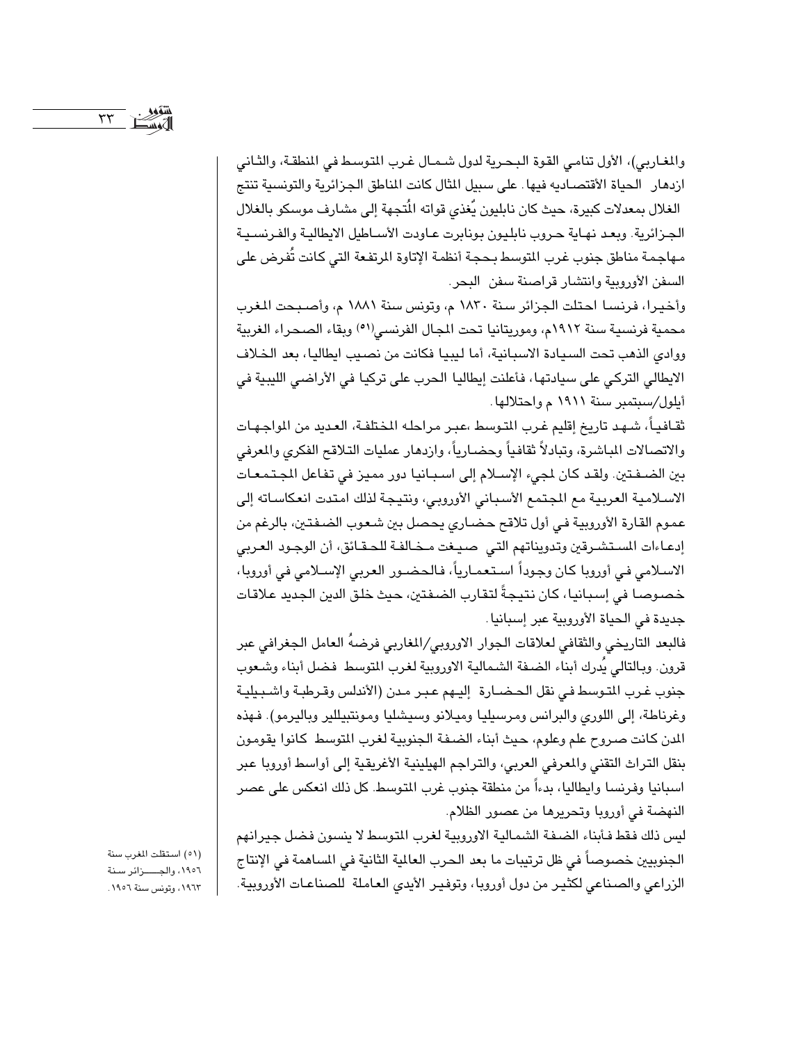والمغاربي)، الأول تنامي القوة البحرية لدول شمال غرب المتوسط في المنطقة، والثاني ازدهار الحياة الأقتصاديه فيها. على سبيل المثال كانت المناطق الجزائرية والتونسية تنتج الغلال بمعدلات كبيرة، حيث كان نابليون يُغذي قواته المُتجهة إلى مشارف موسكو بالغلال الجزائرية. وبعد نهاية حروب نابليون بونابرت عاودت الأساطيل الايطالية والفرنسية مهاجمة مناطق جنوب غرب المتوسط بحجة أنظمة الإتاوة المرتفعة التي كانت تُفرض على السفن الأوروبية وانتشار قراصنة سفن البحر.

وأخيرا، فرنسا احتلت الجزائر سنة ١٨٣٠ م، وتونس سنة ١٨٨١ م، وأصبحت المغرب محمية فرنسية سنة ١٩١٢م، وموريتانيا تحت المجال الفرنسي[٥١] وبقاء الصحراء الغربية ووادي الذهب تحت السيادة الاسبانية، أما ليبيا فكانت من نصيب ايطاليا، بعد الخلاف الايطالي التركي على سيادتها، فأعلنت إيطاليا الحرب على تركيا في الأراضي الليبية في أيلول/سبتمبر سنة ١٩١١ م واحتلالها.

ثقافياً، شهد تاريخ إقليم غرب المتوسط ،عبر مراحله المختلفة، العديد من المواجهات والاتصالات المباشرة، وتبادلاً ثقافياً وحضارياً، وازدهار عمليات التلاقح الفكري والمعرفي بين الضفتين. ولقد كان لمجيء الإسلام إلى اسبانيا دور مميز في تفاعل المجتمعات الاسلامية العربية مع المجتمع الأسباني الأوروبي، ونتيجة لذلك امتدت انعكاساته إلى عموم القارة الأوروبية في أول تلاقح حضاري يحصل بين شعوب الضفتين، بالرغم من إدعاءات المستشرقين وتدويناتهم التي صيغت مخالفة للحقائق، أن الوجود العربي الاسلامي في أوروبا كان وجوداً استعمارياً، فالحضور العربي الإسلامي في أوروبا، خصوصا في إسبانيا، كان نتيجةً لتقارب الضفتين، حيث خلق الدين الجديد علاقات جديدة في الحياة الأوروبية عبر إسبانيا.

فالبعد التاريخي والثقافي لعلاقات الجوار الاوروبي/المغاربي فرضهُ العامل الجغرافي عبر قرون. وبالتالي يُدرك أبناء الضفة الشمالية الاوروبية لغرب المتوسط فضل أبناء وشعوب جنوب غرب المتوسط في نقل الحضارة إليهم عبر مدن (الأندلس وقرطبة واشبيلية وغرناطة، إلى اللوري والبرانس ومرسيليا وميلانو وسيشليا ومونتبيللير وباليرمو). فهذه المدن كانت صروح علم وعلوم، حيث أبناء الضفة الجنوبية لغرب المتوسط كانوا يقومون بنقل التراث التقني والمعرفي العربي، والتراجم الهيلينية الأغريقية إلى أواسط أوروبا عبر اسبانيا وفرنسا وايطاليا، بدءاً من منطقة جنوب غرب المتوسط. كل ذلك انعكس على عصر النهضة في أوروبا وتحريرها من عصور الظلام.

ليس ذلك فقط فأبناء الضفة الشمالية الاوروبية لغرب المتوسط لا ينسون فضل جيرانهم الجنوبيين خصوصاً في ظل ترتيبات ما بعد الحرب العالمية الثانية في المساهمة في الإنتاج الزراعي والصناعي لكثير من دول أوروبا، وتوفير الأيدي العاملة للصناعات الأوروبية.

---

(٥١) استقلت المغرب سنة ١٩٥٦، والجزائر سنة ١٩٦٣، وتونس سنة ١٩٥٦.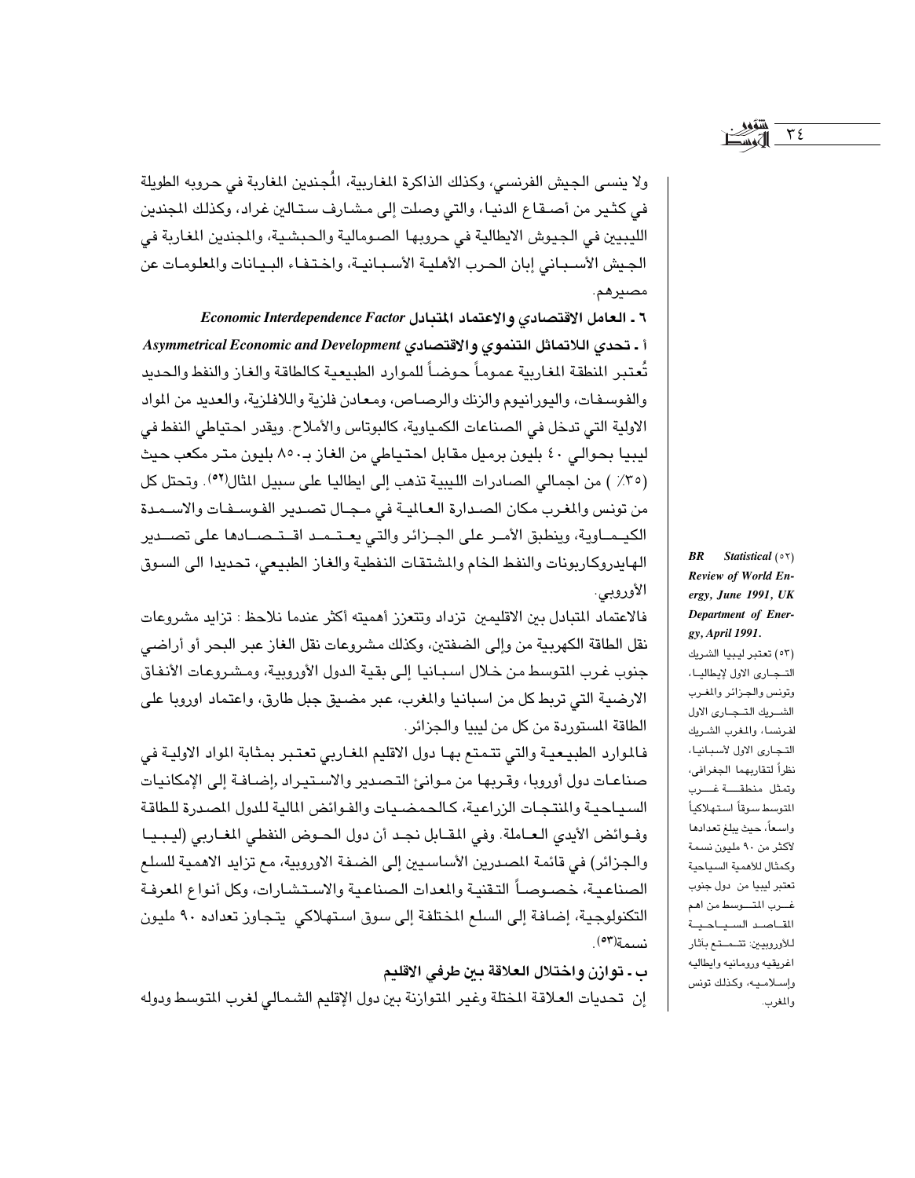ولا ينسى الجيش الفرنسي، وكذلك الذاكرة المغاربية، المُجندين المغاربة في حروبه الطويلة في كثير من أصقاع الدنيا، والتي وصلت إلى مشارف ستالين غراد، وكذلك المجندين الليبيين في الجيوش الايطالية في حروبها الصومالية والحبشية، والمجندين المغاربة في الجيش الأسباني إبان الحرب الأهلية الأسبانية، واختفاء البيانات والمعلومات عن مصيرهم.

### ٦ ـ العامل الاقتصادي والاعتماد المتبادل *Economic Interdependence Factor*

#### أ ـ تحدي اللاتماثل التنموي والاقتصادي *Asymmetrical Economic and Development*

تُعتبر المنطقة المغاربية عموماً حوضاً للموارد الطبيعية كالطاقة والغاز والنفط والحديد والفوسفات، واليورانيوم والزنك والرصاص، ومعادن فلزية واللافلزية، والعديد من المواد الاولية التي تدخل في الصناعات الكمياوية، كالبوتاس والأملاح. ويقدر احتياطي النفط في ليبيا بحوالي ٤٠ بليون برميل مقابل احتياطي من الغاز بـ٨٥٠ بليون متر مكعب حيث (٣٥٪ ) من اجمالي الصادرات الليبية تذهب إلى ايطاليا على سبيل المثال(٥٢). وتحتل كل من تونس والمغرب مكان الصدارة العالمية في مجال تصدير الفوسفات والاسمدة الكيماوية، وينطبق الأمر على الجزائر والتي يعتمد اقتصادها على تصدير الهايدروكاربونات والنفط الخام والمشتقات النفطية والغاز الطبيعي، تحديدا الى السوق الأوروبي.

فالاعتماد المتبادل بين الاقليمين تزداد وتتعزز أهميته أكثر عندما نلاحظ : تزايد مشروعات نقل الطاقة الكهربية من وإلى الضفتين، وكذلك مشروعات نقل الغاز عبر البحر أو أراضي جنوب غرب المتوسط من خلال اسبانيا إلى بقية الدول الأوروبية، ومشروعات الأنفاق الارضية التي تربط كل من اسبانيا والمغرب، عبر مضيق جبل طارق، واعتماد اوروبا على الطاقة المستوردة من كل من ليبيا والجزائر.

فالموارد الطبيعية والتي تتمتع بها دول الاقليم المغاربي تعتبر بمثابة المواد الاولية في صناعات دول أوروبا، وقربها من موانئ التصدير والاستيراد ,إضافة إلى الإمكانيات السياحية والمنتجات الزراعية، كالحمضيات والفوائض المالية للدول المصدرة للطاقة وفوائض الأيدي العاملة. وفي المقابل نجد أن دول الحوض النفطي المغاربي (ليبيا والجزائر) في قائمة المصدرين الأساسيين إلى الضفة الاوروبية، مع تزايد الاهمية للسلع الصناعية، خصوصاً التقنية والمعدات الصناعية والاستشارات، وكل أنواع المعرفة التكنولوجية، إضافة إلى السلع المختلفة إلى سوق استهلاكي يتجاوز تعداده ٩٠ مليون نسمة(٥٣).

#### ب ـ توازن واختلال العلاقة بين طرفي الاقليم

إن تحديات العلاقة المختلة وغير المتوازنة بين دول الإقليم الشمالي لغرب المتوسط ودوله

---

(٥٢) *BR Statistical Review of World Energy, June 1991, UK Department of Energy, April 1991.*

(٥٣) تعتبر ليبيا الشريك التجارى الاول لإيطاليا، وتونس والجزائر والمغرب الشريك التجارى الاول لفرنسا، والمغرب الشريك التجاري الاول لأسبانيا، نظراً لتقاربهما الجغرافي، وتمثل منطقة غرب المتوسط سوقاً استهلاكياً واسعاً، حيث يبلغ تعدادها لأكثر من ٩٠ مليون نسمة وكمثال للأهمية السياحية تعتبر ليبيا من دول جنوب غرب المتوسط من اهم المقاصد السياحية للأوروبيين: تتمتع بآثار اغريقيه ورومانيه وايطاليه وإسلاميه، وكذلك تونس والمغرب.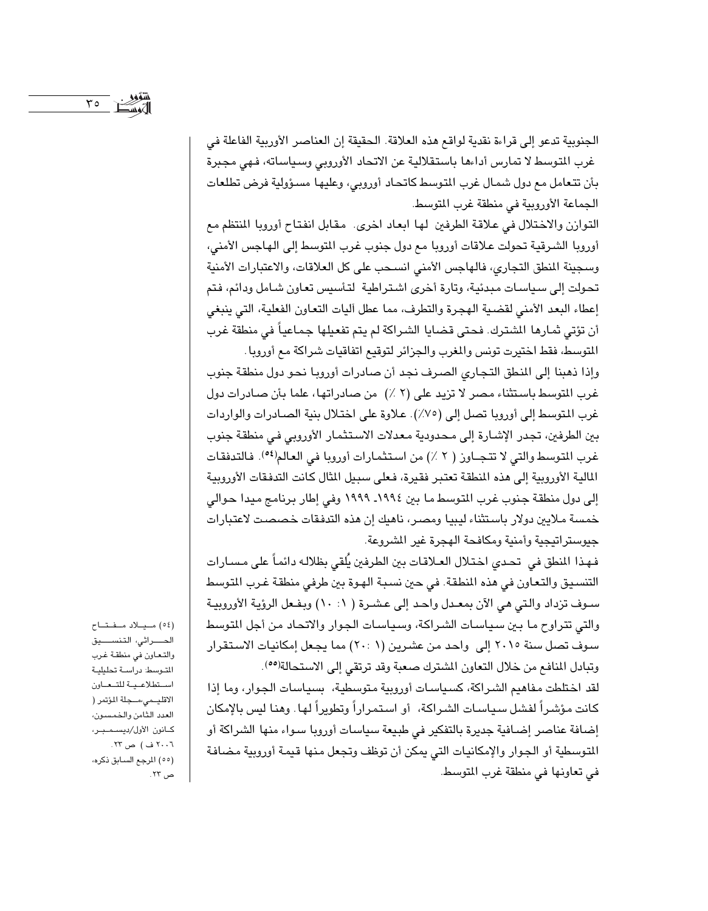الجنوبية تدعو إلى قراءة نقدية لواقع هذه العلاقة. الحقيقة إن العناصر الأوربية الفاعلة في غرب المتوسط لا تمارس أداءها باستقلالية عن الاتحاد الأوروبي وسياساته، فهي مجبرة بأن تتعامل مع دول شمال غرب المتوسط كاتحاد أوروبي، وعليها مسؤولية فرض تطلعات الجماعة الأوروبية في منطقة غرب المتوسط.

التوازن والاختلال في علاقة الطرفين لها ابعاد اخرى. مقابل انفتاح أوروبا المنتظم مع أوروبا الشرقية تحولت علاقات أوروبا مع دول جنوب غرب المتوسط إلى الهاجس الأمني، وسجينة المنطق التجاري، فالهاجس الأمني انسحب على كل العلاقات، والاعتبارات الأمنية تحولت إلى سياسات مبدئية، وتارة أخرى اشتراطية لتأسيس تعاون شامل ودائم، فتم إعطاء البعد الأمني لقضية الهجرة والتطرف، مما عطل آليات التعاون الفعلية، التي ينبغي أن تؤتي ثمارها المشترك. فحتى قضايا الشراكة لم يتم تفعيلها جماعياً في منطقة غرب المتوسط، فقط اختيرت تونس والمغرب والجزائر لتوقيع اتفاقيات شراكة مع أوروبا.

وإذا ذهبنا إلى المنطق التجاري الصرف نجد أن صادرات أوروبا نحو دول منطقة جنوب غرب المتوسط باستثناء مصر لا تزيد على (٢ ٪) من صادراتها، علما بأن صادرات دول غرب المتوسط إلى أوروبا تصل إلى (٧٥٪). علاوة على اختلال بنية الصادرات والواردات بين الطرفين، تجدر الإشارة إلى محدودية معدلات الاستثمار الأوروبي في منطقة جنوب غرب المتوسط والتي لا تتجاوز ( ٢ ٪) من استثمارات أوروبا في العالم[٥٤]. فالتدفقات المالية الأوروبية إلى هذه المنطقة تعتبر فقيرة، فعلى سبيل المثال كانت التدفقات الأوروبية إلى دول منطقة جنوب غرب المتوسط ما بين ١٩٩٤- ١٩٩٩ وفي إطار برنامج ميدا حوالي خمسة ملايين دولار باستثناء ليبيا ومصر، ناهيك إن هذه التدفقات خصصت لاعتبارات جيوستراتيجية وأمنية ومكافحة الهجرة غير المشروعة.

فهذا المنطق في تحدي اختلال العلاقات بين الطرفين يُلقي بظلاله دائماً على مسارات التنسيق والتعاون في هذه المنطقة. في حين نسبة الهوة بين طرفي منطقة غرب المتوسط سوف تزداد والتي هي الآن بمعدل واحد إلى عشرة ( ١: ١٠) وبفعل الرؤية الأوروبية والتي تتراوح ما بين سياسات الشراكة، وسياسات الجوار والاتحاد من أجل المتوسط سوف تصل سنة ٢٠١٥ إلى واحد من عشرين (١ :٢٠) مما يجعل إمكانيات الاستقرار وتبادل المنافع من خلال التعاون المشترك صعبة وقد ترتقي إلى الاستحالة[٥٥].

لقد اختلطت مفاهيم الشراكة، كسياسات أوروبية متوسطية، بسياسات الجوار، وما إذا كانت مؤشراً لفشل سياسات الشراكة، أو استمراراً وتطويراً لها. وهنا ليس بالإمكان إضافة عناصر إضافية جديدة بالتفكير في طبيعة سياسات أوروبا سواء منها الشراكة أو المتوسطية أو الجوار والإمكانيات التي يمكن أن توظف وتجعل منها قيمة أوروبية مضافة في تعاونها في منطقة غرب المتوسط.

(٥٤) ميلاد مفتاح الحراثي، التنسيق والتعاون في منطقة غرب المتوسط: دراسة تحليلية استطلاعية للتعاون الاقليمي،مجلة المؤتمر ( العدد الثامن والخمسون، كانون الأول/ديسمبر، ٢٠٠٦ ف ) ص ٢٣.

(٥٥) المرجع السابق ذكره، ص ٢٣.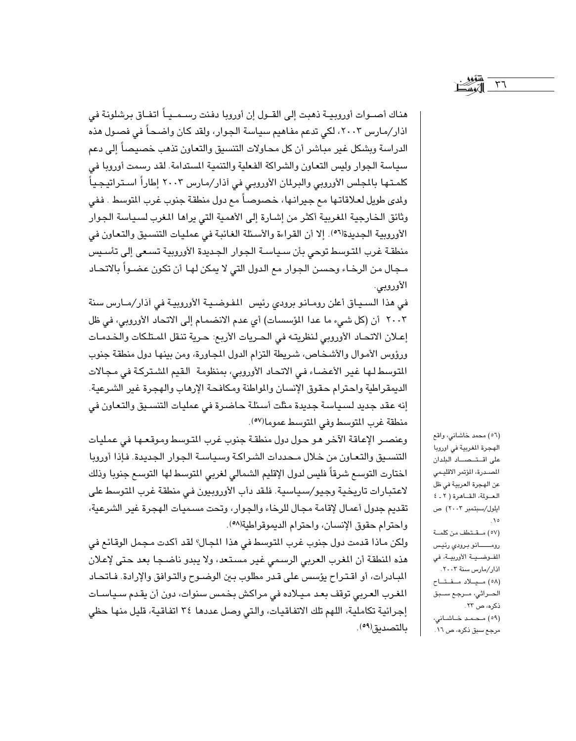هناك أصوات أوروبية ذهبت إلى القول إن أوروبا دفنت رسمياً اتفاق برشلونة في اذار/مارس ٢٠٠٣، لكي تدعم مفاهيم سياسة الجوار، ولقد كان واضحاً في فصول هذه الدراسة وبشكل غير مباشر أن كل محاولات التنسيق والتعاون تذهب خصيصاً إلى دعم سياسة الجوار وليس التعاون والشراكة الفعلية والتنمية المستدامة. لقد رسمت أوروبا في كلمتها بالمجلس الأوروبي والبرلمان الأوروبي في آذار/مارس ٢٠٠٣ إطاراً استراتيجياً ولمدى طويل لعلاقاتها مع جيرانها، خصوصاً مع دول منطقة جنوب غرب المتوسط. ففي وثائق الخارجية المغربية أكثر من إشارة إلى الأهمية التي يراها المغرب لسياسة الجوار الأوروبية الجديدة(٥٦). إلا أن القراءة والأسئلة الغائبة في عمليات التنسيق والتعاون في منطقة غرب المتوسط توحي بأن سياسة الجوار الجديدة الأوروبية تسعى إلى تأسيس مجال من الرخاء وحسن الجوار مع الدول التي لا يمكن لها أن تكون عضواً بالاتحاد الأوروبي.

في هذا السياق أعلن رومانو برودي رئيس المفوضية الأوروبية في آذار/مارس سنة ٢٠٠٣ أن (كل شيء ما عدا المؤسسات) أي عدم الانضمام إلى الاتحاد الأوروبي، في ظل إعلان الاتحاد الأوروبي لنظريته في الحريات الأربع: حرية تنقل الممتلكات والخدمات ورؤوس الأموال والأشخاص، شريطة التزام الدول المجاورة، ومن بينها دول منطقة جنوب المتوسط لها غير الأعضاء في الاتحاد الأوروبي، بمنظومة القيم المشتركة في مجالات الديمقراطية واحترام حقوق الإنسان والمواطنة ومكافحة الإرهاب والهجرة غير الشرعية. إنه عقد جديد لسياسة جديدة مثلت أسئلة حاضرة في عمليات التنسيق والتعاون في منطقة غرب المتوسط وفي المتوسط عموما(٥٧).

وعنصر الإعاقة الآخر هو حول دول منطقة جنوب غرب المتوسط وموقعها في عمليات التنسيق والتعاون من خلال محددات الشراكة وسياسة الجوار الجديدة. فإذا أوروبا اختارت التوسع شرقاً فليس لدول الإقليم الشمالي لغربي المتوسط لها التوسع جنوبا وذلك لاعتبارات تاريخية وجيو/سياسية. فلقد دأب الأوروبيون في منطقة غرب المتوسط على تقديم جدول أعمال لإقامة مجال للرخاء والجوار، وتحت مسميات الهجرة غير الشرعية، واحترام حقوق الإنسان، واحترام الديموقراطية(٥٨).

ولكن ماذا قدمت دول جنوب غرب المتوسط في هذا المجال؟ لقد أكدت مجمل الوقائع في هذه المنطقة أن المغرب العربي الرسمي غير مستعد، ولا يبدو ناضجا بعد حتى لإعلان المبادرات، أو اقتراح يؤسس على قدر مطلوب بين الوضوح والتوافق والإرادة. فاتحاد المغرب العربي توقف بعد ميلاده في مراكش بخمس سنوات، دون أن يقدم سياسات إجرائية تكاملية، اللهم تلك الاتفاقيات، والتي وصل عددها ٣٤ اتفاقية، قليل منها حظي بالتصديق(٥٩).

---

(٥٦) محمد خاشاني، واقع الهجرة المغربية في اوروبا على اقتصاد البلدان المصدرة، المؤتمر الاقليمي عن الهجرة العربية في ظل العولمة، القاهرة (٢ ـ ٤ ايلول/سبتمبر ٢٠٠٣) ص ١٥.

(٥٧) مقتطف من كلمة رومانو برودي رئيس المفوضية الأوروبية، في اذار/مارس سنة ٢٠٠٣.

(٥٨) ميلاد مفتاح الحراثي، مرجع سبق ذكره، ص ٢٣.

(٥٩) محمد خاشاني، مرجع سبق ذكره، ص ١٦.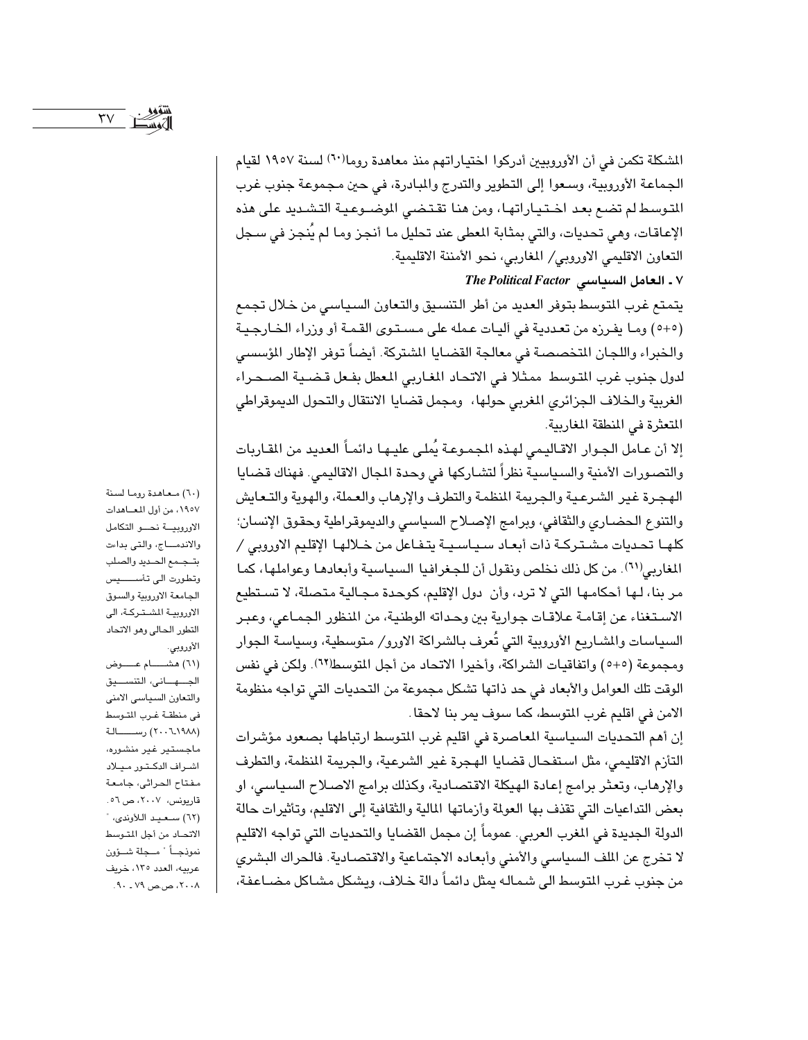المشكلة تكمن في أن الأوروبيين أدركوا اختياراتهم منذ معاهدة روما[٦٠] لسنة ١٩٥٧ لقيام الجماعة الأوروبية، وسعوا إلى التطوير والتدرج والمبادرة، في حين مجموعة جنوب غرب المتوسط لم تضع بعد اختياراتها، ومن هنا تقتضي الموضوعية التشديد على هذه الإعاقات، وهي تحديات، والتي بمثابة المعطى عند تحليل ما أنجز وما لم يُنجز في سجل التعاون الاقليمي الاوروبي/ المغاربي، نحو الأمننة الاقليمية.

### ٧ ـ العامل السياسي *The Political Factor*

يتمتع غرب المتوسط بتوفر العديد من أطر التنسيق والتعاون السياسي من خلال تجمع (٥+٥) وما يفرزه من تعددية في آليات عمله على مستوى القمة أو وزراء الخارجية والخبراء واللجان المتخصصة في معالجة القضايا المشتركة. أيضاً توفر الإطار المؤسسي لدول جنوب غرب المتوسط ممثلا في الاتحاد المغاربي المعطل بفعل قضية الصحراء الغربية والخلاف الجزائري المغربي حولها، ومجمل قضايا الانتقال والتحول الديموقراطي المتعثرة في المنطقة المغاربية.

إلا أن عامل الجوار الاقاليمي لهذه المجموعة يُملى عليها دائماً العديد من المقاربات والتصورات الأمنية والسياسية نظراً لتشاركها في وحدة المجال الاقاليمي. فهناك قضايا الهجرة غير الشرعية والجريمة المنظمة والتطرف والإرهاب والعملة، والهوية والتعايش والتنوع الحضاري والثقافي، وبرامج الإصلاح السياسي والديموقراطية وحقوق الإنسان؛ كلها تحديات مشتركة ذات أبعاد سياسية يتفاعل من خلالها الإقليم الاوروبي / المغاربي[٦١]. من كل ذلك نخلص ونقول أن للجغرافيا السياسية وأبعادها وعواملها، كما مر بنا، لها أحكامها التي لا ترد، وأن دول الإقليم، كوحدة مجالية متصلة، لا تستطيع الاستغناء عن إقامة علاقات جوارية بين وحداته الوطنية، من المنظور الجماعي، وعبر السياسات والمشاريع الأوروبية التي تُعرف بالشراكة الاورو/ متوسطية، وسياسة الجوار ومجموعة (٥+٥) واتفاقيات الشراكة، وأخيرا الاتحاد من أجل المتوسط[٦٢]. ولكن في نفس الوقت تلك العوامل والأبعاد في حد ذاتها تشكل مجموعة من التحديات التي تواجه منظومة الامن في اقليم غرب المتوسط، كما سوف يمر بنا لاحقا.

إن أهم التحديات السياسية المعاصرة في اقليم غرب المتوسط ارتباطها بصعود مؤشرات التأزم الاقليمي، مثل استفحال قضايا الهجرة غير الشرعية، والجريمة المنظمة، والتطرف والإرهاب، وتعثر برامج إعادة الهيكلة الاقتصادية، وكذلك برامج الاصلاح السياسي، او بعض التداعيات التي تقذف بها العولمة وأزماتها المالية والثقافية إلى الاقليم، وتأثيرات حالة الدولة الجديدة في المغرب العربي. عموماً إن مجمل القضايا والتحديات التي تواجه الاقليم لا تخرج عن الملف السياسي والأمني وأبعاده الاجتماعية والاقتصادية. فالحراك البشري من جنوب غرب المتوسط الى شماله يمثل دائماً دالة خلاف، ويشكل مشاكل مضاعفة،

---

(٦٠) معاهدة روما لسنة ١٩٥٧، من أول المعاهدات الاوروبية نحو التكامل والاندماج، والتي بداءت بتجمع الحديد والصلب وتطورت الى تأسيس الجامعة الاوروبية والسوق الاوروبية المشتركة، الى التطور الحالي وهو الاتحاد الأوروبي.

(٦١) هشام عوض الجهاني، التنسيق والتعاون السياسي الامني في منطقة غرب المتوسط (١٩٨٨-٢٠٠٦) رسالة ماجستير غير منشوره، اشراف الدكتور ميلاد مفتاح الحراثي، جامعة قاريونس، ٢٠٠٧، ص ٥٦.

(٦٢) سعيد اللاوندي، " الاتحاد من أجل المتوسط نموذجاً " مجلة شؤون عربيه، العدد ١٣٥، خريف ٢٠٠٨، ص.ص ٧٩ ـ ٩٠.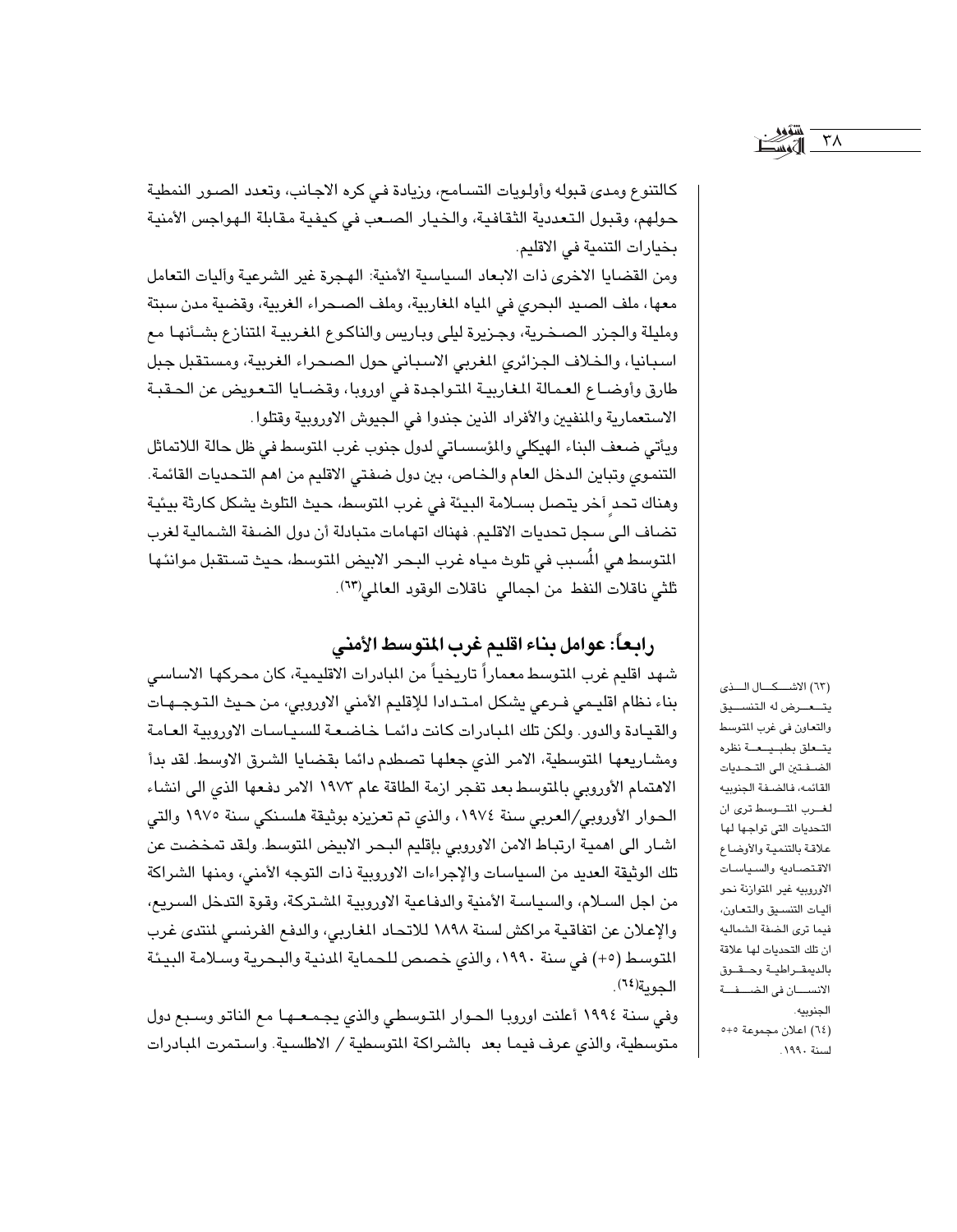كالتنوع ومدى قبوله وأولويات التسامح، وزيادة في كره الاجانب، وتعدد الصور النمطية حولهم، وقبول التعددية الثقافية، والخيار الصعب في كيفية مقابلة الهواجس الأمنية بخيارات التنمية في الاقليم.

ومن القضايا الاخرى ذات الابعاد السياسية الأمنية: الهجرة غير الشرعية وآليات التعامل معها، ملف الصيد البحري في المياه المغاربية، وملف الصحراء الغربية، وقضية مدن سبتة ومليلة والجزر الصخرية، وجزيرة ليلى وباريس والناكوع المغربية المتنازع بشأنها مع اسبانيا، والخلاف الجزائري المغربي الاسباني حول الصحراء الغربية، ومستقبل جبل طارق وأوضاع العمالة المغاربية المتواجدة في اوروبا، وقضايا التعويض عن الحقبة الاستعمارية والمنفيين والأفراد الذين جندوا في الجيوش الاوروبية وقتلوا.

ويأتي ضعف البناء الهيكلي والمؤسساتي لدول جنوب غرب المتوسط في ظل حالة اللاتماثل التنموي وتباين الدخل العام والخاص، بين دول ضفتي الاقليم من اهم التحديات القائمة. وهناك تحدٍ آخر يتصل بسلامة البيئة في غرب المتوسط، حيث التلوث يشكل كارثة بيئية تضاف الى سجل تحديات الاقليم. فهناك اتهامات متبادلة أن دول الضفة الشمالية لغرب المتوسط هي المُسبب في تلوث مياه غرب البحر الابيض المتوسط، حيث تستقبل موانئها ثلثي ناقلات النفط من اجمالي ناقلات الوقود العالمي(٦٣).

## رابعاً: عوامل بناء اقليم غرب المتوسط الأمني

شهد اقليم غرب المتوسط معماراً تاريخياً من المبادرات الاقليمية، كان محركها الاساسي بناء نظام اقليمي فرعي يشكل امتدادا للإقليم الأمني الاوروبي، من حيث التوجهات والقيادة والدور. ولكن تلك المبادرات كانت دائما خاضعة للسياسات الاوروبية العامة ومشاريعها المتوسطية، الامر الذي جعلها تصطدم دائما بقضايا الشرق الاوسط. لقد بدأ الاهتمام الأوروبي بالمتوسط بعد تفجر ازمة الطاقة عام ١٩٧٣ الامر دفعها الذي الى انشاء الحوار الأوروبي/العربي سنة ١٩٧٤، والذي تم تعزيزه بوثيقة هلسنكي سنة ١٩٧٥ والتي اشار الى اهمية ارتباط الامن الاوروبي بإقليم البحر الابيض المتوسط. ولقد تمخضت عن تلك الوثيقة العديد من السياسات والإجراءات الاوروبية ذات التوجه الأمني، ومنها الشراكة من اجل السلام، والسياسة الأمنية والدفاعية الاوروبية المشتركة، وقوة التدخل السريع، والإعلان عن اتفاقية مراكش لسنة ١٨٩٨ للاتحاد المغاربي، والدفع الفرنسي لمنتدى غرب المتوسط (٥+) في سنة ١٩٩٠، والذي خصص للحماية المدنية والبحرية وسلامة البيئة الجوية(٦٤).

وفي سنة ١٩٩٤ أعلنت اوروبا الحوار المتوسطي والذي يجمعها مع الناتو وسبع دول متوسطية، والذي عرف فيما بعد بالشراكة المتوسطية / الاطلسية. واستمرت المبادرات

(٦٣) الاشكال الذى يتعرض له التنسيق والتعاون فى غرب المتوسط يتعلق بطبيعة نظره الضفتين الى التحديات القائمه، فالضفة الجنوبيه لغرب المتوسط ترى ان التحديات التى تواجها لها علاقة بالتنمية والأوضاع الاقتصاديه والسياسات الاوروبيه غير المتوازنة نحو اليات التنسيق والتعاون، فيما ترى الضفة الشماليه ان تلك التحديات لها علاقة بالديمقراطية وحقوق الانسان فى الضفة الجنوبيه.

(٦٤) اعلان مجموعة ٥+٥ لسنة ١٩٩٠.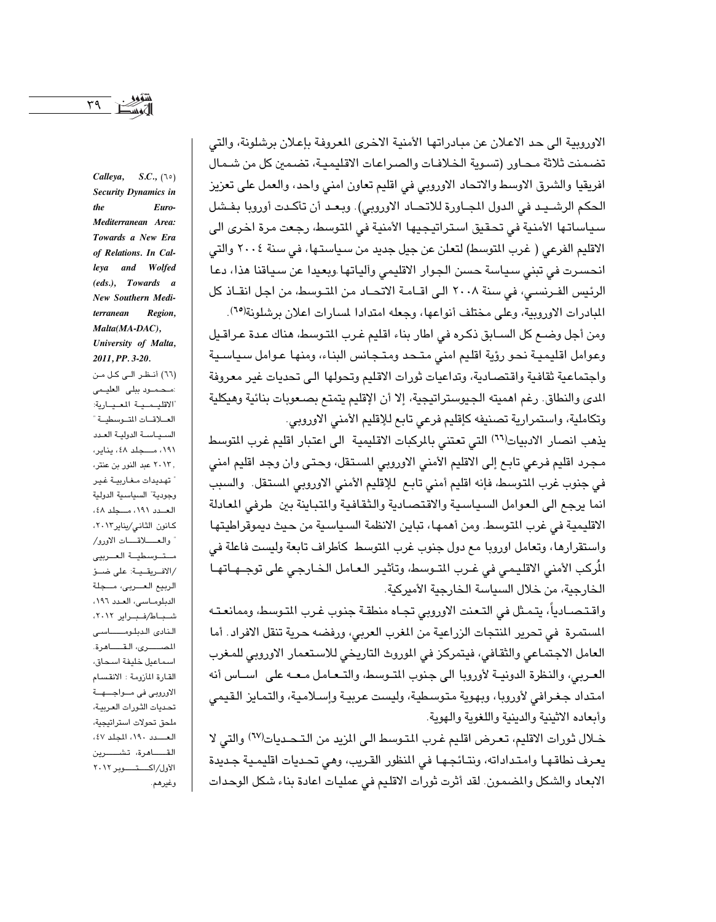الاوروبية الى حد الاعلان عن مبادراتها الأمنية الاخرى المعروفة بإعلان برشلونة، والتي تضمنت ثلاثة محاور (تسوية الخلافات والصراعات الاقليمية، تضمين كل من شمال افريقيا والشرق الاوسط والاتحاد الاوروبي في اقليم تعاون امني واحد، والعمل على تعزيز الحكم الرشيد في الدول المجاورة للاتحاد الاوروبي). وبعد أن تأكدت أوروبا بفشل سياساتها الأمنية في تحقيق استراتيجيها الأمنية في المتوسط، رجعت مرة اخرى الى الاقليم الفرعي ( غرب المتوسط) لتعلن عن جيل جديد من سياستها، في سنة ٢٠٠٤ والتي انحسرت في تبني سياسة حسن الجوار الاقليمي وآلياتها .وبعيدا عن سياقنا هذا، دعا الرئيس الفرنسي، في سنة ٢٠٠٨ الى اقامة الاتحاد من المتوسط، من اجل انقاذ كل المبادرات الاوروبية، وعلى مختلف أنواعها، وجعله امتدادا لمسارات اعلان برشلونة[٦٥].

ومن أجل وضع كل السابق ذكره في اطار بناء اقليم غرب المتوسط، هناك عدة عراقيل وعوامل اقليمية نحو رؤية اقليم امني متحد ومتجانس البناء، ومنها عوامل سياسية واجتماعية ثقافية واقتصادية، وتداعيات ثورات الاقليم وتحولها الى تحديات غير معروفة المدى والنطاق. رغم اهميته الجيوستراتيجية، إلا أن الإقليم يتمتع بصعوبات بنائية وهيكلية وتكاملية، واستمرارية تصنيفه كإقليم فرعي تابع للإقليم الأمني الاوروبي.

يذهب انصار الادبيات[٦٦] التي تعتني بالمركبات الاقليمية الى اعتبار اقليم غرب المتوسط مجرد اقليم فرعي تابع إلى الاقليم الأمني الاوروبي المستقل، وحتى وان وجد اقليم امني في جنوب غرب المتوسط، فإنه اقليم أمني تابع للإقليم الأمني الاوروبي المستقل. والسبب انما يرجع الى العوامل السياسية والاقتصادية والثقافية والمتباينة بين طرفي المعادلة الاقليمية في غرب المتوسط. ومن أهمها، تباين الانظمة السياسية من حيث ديموقراطيتها واستقرارها، وتعامل اوروبا مع دول جنوب غرب المتوسط كأطراف تابعة وليست فاعلة في المُركب الأمني الاقليمي في غرب المتوسط، وتأثير العامل الخارجي على توجهاتها الخارجية، من خلال السياسة الخارجية الأميركية.

واقتصادياً، يتمثل في التعنت الاوروبي تجاه منطقة جنوب غرب المتوسط، وممانعته المستمرة في تحرير المنتجات الزراعية من المغرب العربي، ورفضه حرية تنقل الافراد. أما العامل الاجتماعي والثقافي، فيتمركز في الموروث التاريخي للاستعمار الاوروبي للمغرب العربي، والنظرة الدونية لأوروبا الى جنوب المتوسط، والتعامل معه على اساس أنه امتداد جغرافي لأوروبا، وبهوية متوسطية، وليست عربية وإسلامية، والتمايز القيمي وأبعاده الاثنية والدينية واللغوية والهوية.

خلال ثورات الاقليم، تعرض اقليم غرب المتوسط الى المزيد من التحديات[٦٧] والتي لا يعرف نطاقها وامتداداته، ونتائجها في المنظور القريب، وهي تحديات اقليمية جديدة الابعاد والشكل والمضمون. لقد أثرت ثورات الاقليم في عمليات اعادة بناء شكل الوحدات

---

*Calleya, S.C.,* (٦٥) *Security Dynamics in the Euro-Mediterranean Area: Towards a New Era of Relations. In Calleya and Wolfed (eds.), Towards a New Southern Mediterranean Region, Malta(MA-DAC), University of Malta, 2011, PP. 3-20.*

(٦٦) أنظر الى كل من :محمود بيلي العليمي "الاقليمية المعيارية: العلاقات المتوسطية " السياسة الدولية العدد ١٩١، مجلد ٤٨، يناير، ٢٠١٣. عبد النور بن عنتر، " تهديدات مغاربية غير وجودية" السياسية الدولية العدد ١٩١، مجلد ٤٨، كانون الثاني/يناير٢٠١٣، " والعلاقات الاورو/ متوسطية العربي /الافريقية: على ضوء الربيع العربي، مجلة الدبلوماسي، العدد ١٩٦، شباط/فبراير ٢٠١٢، النادي الدبلوماسي المصري، القاهرة. اسماعيل خليفة اسحاق، القارة المأزومة : الانقسام الاوروبي في مواجهة تحديات الثورات العربية، ملحق تحولات استراتيجية، العدد ١٩٠، المجلد ٤٧، القاهرة، تشرين الأول/اكتوبر ٢٠١٢ وغيرهم.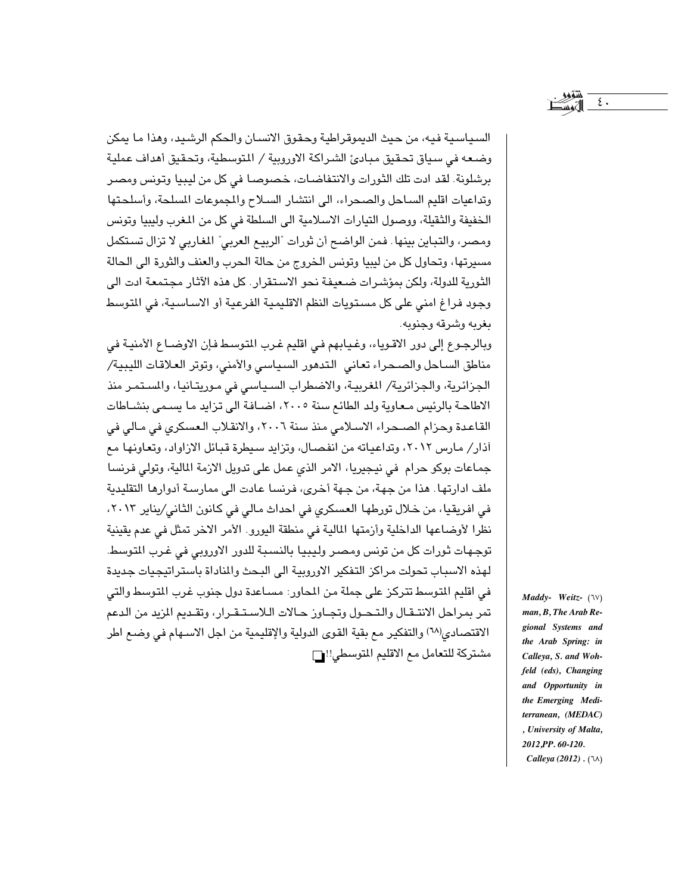السياسية فيه، من حيث الديموقراطية وحقوق الانسان والحكم الرشيد، وهذا ما يمكن وضعه في سياق تحقيق مبادئ الشراكة الاوروبية / المتوسطية، وتحقيق أهداف عملية برشلونة. لقد ادت تلك الثورات والانتفاضات، خصوصا في كل من ليبيا وتونس ومصر وتداعيات اقليم الساحل والصحراء، الى انتشار السلاح والمجموعات المسلحة، وأسلحتها الخفيفة والثقيلة، ووصول التيارات الاسلامية الى السلطة في كل من المغرب وليبيا وتونس ومصر، والتباين بينها. فمن الواضح أن ثورات "الربيع العربي" المغاربي لا تزال تستكمل مسيرتها، وتحاول كل من ليبيا وتونس الخروج من حالة الحرب والعنف والثورة الى الحالة الثورية للدولة، ولكن بمؤشرات ضعيفة نحو الاستقرار. كل هذه الآثار مجتمعة ادت الى وجود فراغ امني على كل مستويات النظم الاقليمية الفرعية أو الاساسية، في المتوسط بغربه وشرقه وجنوبه.

وبالرجوع إلى دور الاقوياء، وغيابهم في اقليم غرب المتوسط فإن الاوضاع الأمنية في مناطق الساحل والصحراء تعاني التدهور السياسي والأمني، وتوتر العلاقات الليبية/ الجزائرية، والجزائرية/ المغربية، والاضطراب السياسي في موريتانيا، والمستمر منذ الاطاحة بالرئيس معاوية ولد الطائع سنة ٢٠٠٥، اضافة الى تزايد ما يسمى بنشاطات القاعدة وحزام الصحراء الاسلامي منذ سنة ٢٠٠٦، والانقلاب العسكري في مالي في آذار/ مارس ٢٠١٢، وتداعياته من انفصال، وتزايد سيطرة قبائل الازاواد، وتعاونها مع جماعات بوكو حرام في نيجيريا، الامر الذي عمل على تدويل الازمة المالية، وتولي فرنسا ملف ادارتها. هذا من جهة، من جهة أخرى، فرنسا عادت الى ممارسة أدوارها التقليدية في افريقيا، من خلال تورطها العسكري في احداث مالي في كانون الثاني/يناير ٢٠١٣، نظرا لأوضاعها الداخلية وأزمتها المالية في منطقة اليورو. الأمر الاخر تمثل في عدم يقينية توجهات ثورات كل من تونس ومصر وليبيا بالنسبة للدور الاوروبي في غرب المتوسط. لهذه الاسباب تحولت مراكز التفكير الاوروبية الى البحث والمناداة باستراتيجيات جديدة في اقليم المتوسط تتركز على جملة من المحاور: مساعدة دول جنوب غرب المتوسط والتي تمر بمراحل الانتقال والتحول وتجاوز حالات اللاستقرار، وتقديم المزيد من الدعم الاقتصادي[٦٨] والتفكير مع بقية القوى الدولية والإقليمية من اجل الاسهام في وضع اطر مشتركة للتعامل مع الاقليم المتوسطي!!

(٦٧) *Maddy- Weitz- man, B, The Arab Regional Systems and the Arab Spring: in Calleya, S. and Wohfeld (eds), Changing and Opportunity in the Emerging Mediterranean, (MEDAC), University of Malta, 2012,PP. 60-120.*

(٦٨) *Calleya (2012).*